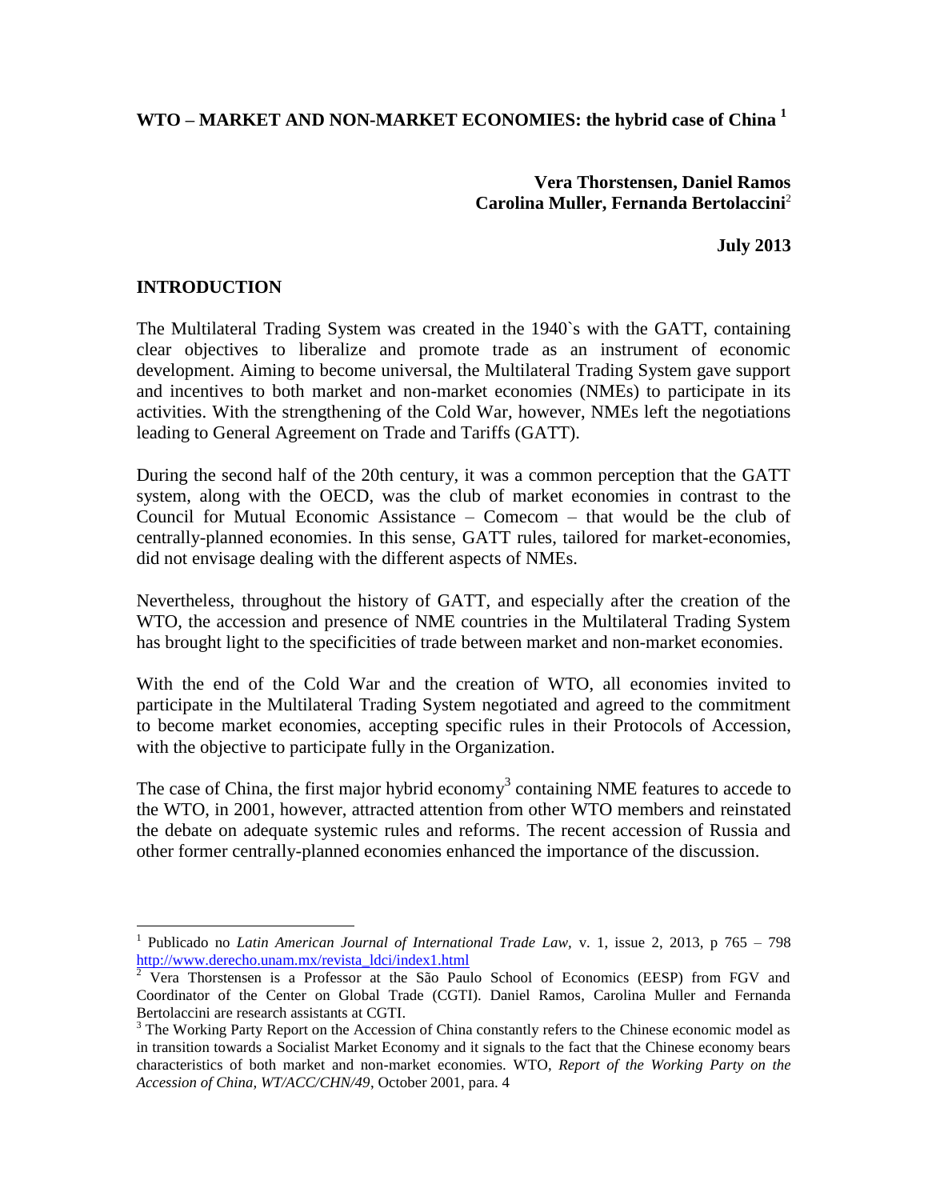# WTO – MARKET AND NON-MARKET ECONOMIES: the hybrid case of China [1]

**Vera Thorstensen, Daniel Ramos**
**Carolina Muller, Fernanda Bertolaccini**[2]

**July 2013**

## INTRODUCTION

The Multilateral Trading System was created in the 1940`s with the GATT, containing clear objectives to liberalize and promote trade as an instrument of economic development. Aiming to become universal, the Multilateral Trading System gave support and incentives to both market and non-market economies (NMEs) to participate in its activities. With the strengthening of the Cold War, however, NMEs left the negotiations leading to General Agreement on Trade and Tariffs (GATT).

During the second half of the 20th century, it was a common perception that the GATT system, along with the OECD, was the club of market economies in contrast to the Council for Mutual Economic Assistance – Comecom – that would be the club of centrally-planned economies. In this sense, GATT rules, tailored for market-economies, did not envisage dealing with the different aspects of NMEs.

Nevertheless, throughout the history of GATT, and especially after the creation of the WTO, the accession and presence of NME countries in the Multilateral Trading System has brought light to the specificities of trade between market and non-market economies.

With the end of the Cold War and the creation of WTO, all economies invited to participate in the Multilateral Trading System negotiated and agreed to the commitment to become market economies, accepting specific rules in their Protocols of Accession, with the objective to participate fully in the Organization.

The case of China, the first major hybrid economy[3] containing NME features to accede to the WTO, in 2001, however, attracted attention from other WTO members and reinstated the debate on adequate systemic rules and reforms. The recent accession of Russia and other former centrally-planned economies enhanced the importance of the discussion.

---

[1] Publicado no *Latin American Journal of International Trade Law*, v. 1, issue 2, 2013, p 765 – 798 http://www.derecho.unam.mx/revista_ldci/index1.html

[2] Vera Thorstensen is a Professor at the São Paulo School of Economics (EESP) from FGV and Coordinator of the Center on Global Trade (CGTI). Daniel Ramos, Carolina Muller and Fernanda Bertolaccini are research assistants at CGTI.

[3] The Working Party Report on the Accession of China constantly refers to the Chinese economic model as in transition towards a Socialist Market Economy and it signals to the fact that the Chinese economy bears characteristics of both market and non-market economies. WTO, *Report of the Working Party on the Accession of China, WT/ACC/CHN/49*, October 2001, para. 4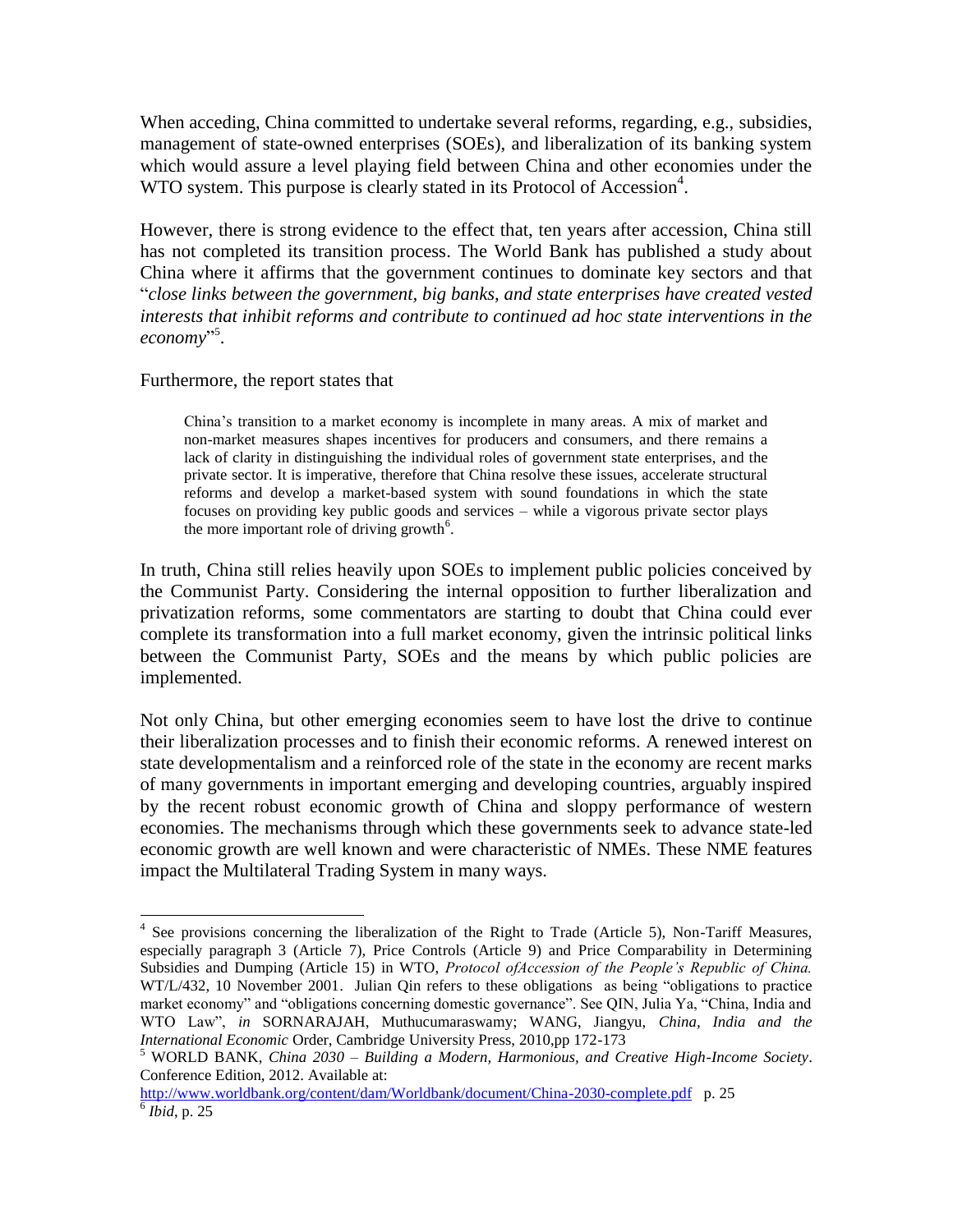When acceding, China committed to undertake several reforms, regarding, e.g., subsidies, management of state-owned enterprises (SOEs), and liberalization of its banking system which would assure a level playing field between China and other economies under the WTO system. This purpose is clearly stated in its Protocol of Accession[4].

However, there is strong evidence to the effect that, ten years after accession, China still has not completed its transition process. The World Bank has published a study about China where it affirms that the government continues to dominate key sectors and that "*close links between the government, big banks, and state enterprises have created vested interests that inhibit reforms and contribute to continued ad hoc state interventions in the economy*"[5].

Furthermore, the report states that

> China's transition to a market economy is incomplete in many areas. A mix of market and non-market measures shapes incentives for producers and consumers, and there remains a lack of clarity in distinguishing the individual roles of government state enterprises, and the private sector. It is imperative, therefore that China resolve these issues, accelerate structural reforms and develop a market-based system with sound foundations in which the state focuses on providing key public goods and services – while a vigorous private sector plays the more important role of driving growth[6].

In truth, China still relies heavily upon SOEs to implement public policies conceived by the Communist Party. Considering the internal opposition to further liberalization and privatization reforms, some commentators are starting to doubt that China could ever complete its transformation into a full market economy, given the intrinsic political links between the Communist Party, SOEs and the means by which public policies are implemented.

Not only China, but other emerging economies seem to have lost the drive to continue their liberalization processes and to finish their economic reforms. A renewed interest on state developmentalism and a reinforced role of the state in the economy are recent marks of many governments in important emerging and developing countries, arguably inspired by the recent robust economic growth of China and sloppy performance of western economies. The mechanisms through which these governments seek to advance state-led economic growth are well known and were characteristic of NMEs. These NME features impact the Multilateral Trading System in many ways.

---

[4] See provisions concerning the liberalization of the Right to Trade (Article 5), Non-Tariff Measures, especially paragraph 3 (Article 7), Price Controls (Article 9) and Price Comparability in Determining Subsidies and Dumping (Article 15) in WTO, *Protocol ofAccession of the People's Republic of China.* WT/L/432, 10 November 2001. Julian Qin refers to these obligations as being "obligations to practice market economy" and "obligations concerning domestic governance". See QIN, Julia Ya, "China, India and WTO Law", *in* SORNARAJAH, Muthucumaraswamy; WANG, Jiangyu, *China, India and the International Economic* Order, Cambridge University Press, 2010,pp 172-173

[5] WORLD BANK, *China 2030 – Building a Modern, Harmonious, and Creative High-Income Society*. Conference Edition, 2012. Available at: http://www.worldbank.org/content/dam/Worldbank/document/China-2030-complete.pdf p. 25

[6] *Ibid*, p. 25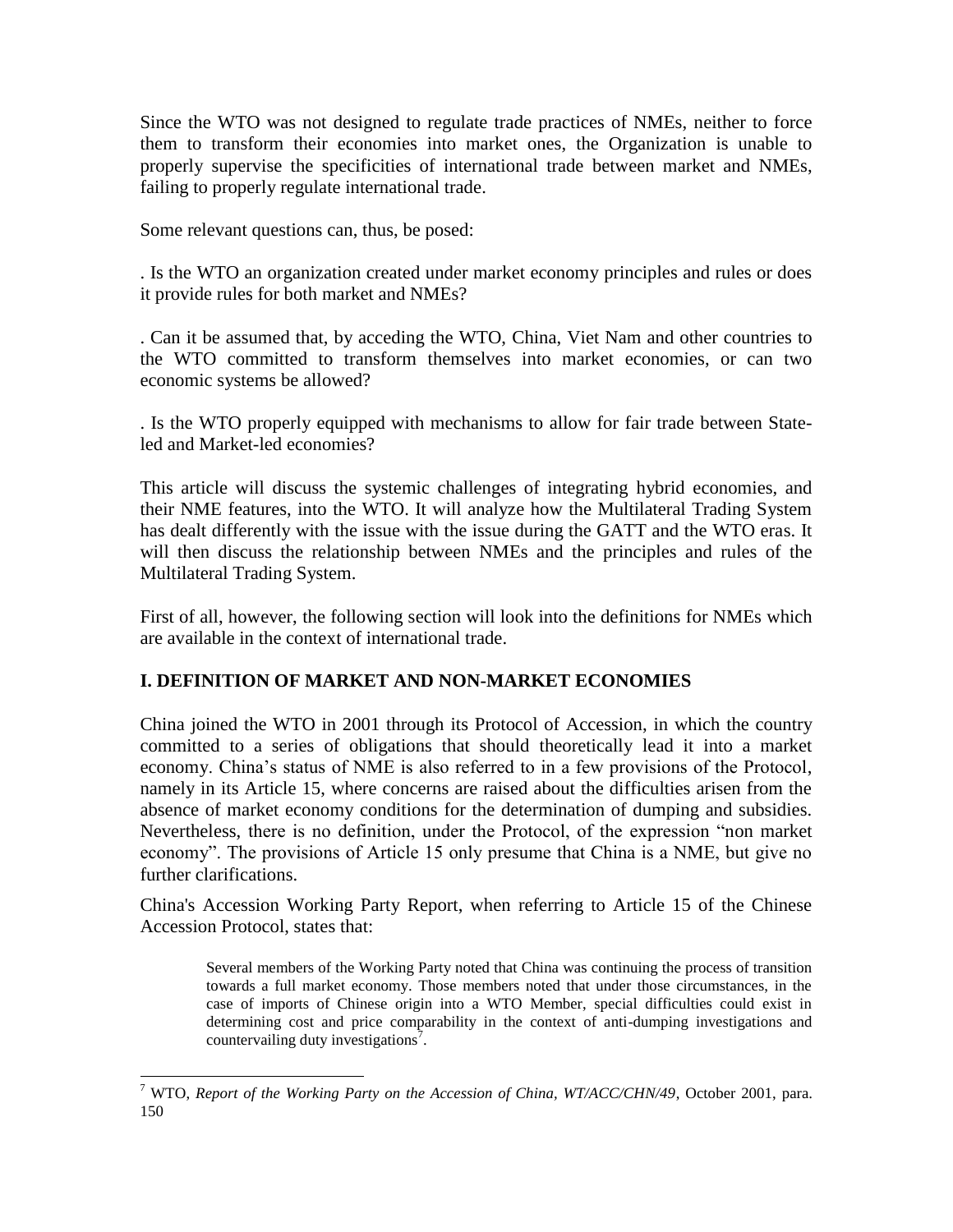Since the WTO was not designed to regulate trade practices of NMEs, neither to force them to transform their economies into market ones, the Organization is unable to properly supervise the specificities of international trade between market and NMEs, failing to properly regulate international trade.

Some relevant questions can, thus, be posed:

. Is the WTO an organization created under market economy principles and rules or does it provide rules for both market and NMEs?

. Can it be assumed that, by acceding the WTO, China, Viet Nam and other countries to the WTO committed to transform themselves into market economies, or can two economic systems be allowed?

. Is the WTO properly equipped with mechanisms to allow for fair trade between State-led and Market-led economies?

This article will discuss the systemic challenges of integrating hybrid economies, and their NME features, into the WTO. It will analyze how the Multilateral Trading System has dealt differently with the issue with the issue during the GATT and the WTO eras. It will then discuss the relationship between NMEs and the principles and rules of the Multilateral Trading System.

First of all, however, the following section will look into the definitions for NMEs which are available in the context of international trade.

## I. DEFINITION OF MARKET AND NON-MARKET ECONOMIES

China joined the WTO in 2001 through its Protocol of Accession, in which the country committed to a series of obligations that should theoretically lead it into a market economy. China's status of NME is also referred to in a few provisions of the Protocol, namely in its Article 15, where concerns are raised about the difficulties arisen from the absence of market economy conditions for the determination of dumping and subsidies. Nevertheless, there is no definition, under the Protocol, of the expression "non market economy". The provisions of Article 15 only presume that China is a NME, but give no further clarifications.

China's Accession Working Party Report, when referring to Article 15 of the Chinese Accession Protocol, states that:

> Several members of the Working Party noted that China was continuing the process of transition towards a full market economy. Those members noted that under those circumstances, in the case of imports of Chinese origin into a WTO Member, special difficulties could exist in determining cost and price comparability in the context of anti-dumping investigations and countervailing duty investigations[7].

---

[7] WTO, *Report of the Working Party on the Accession of China, WT/ACC/CHN/49*, October 2001, para. 150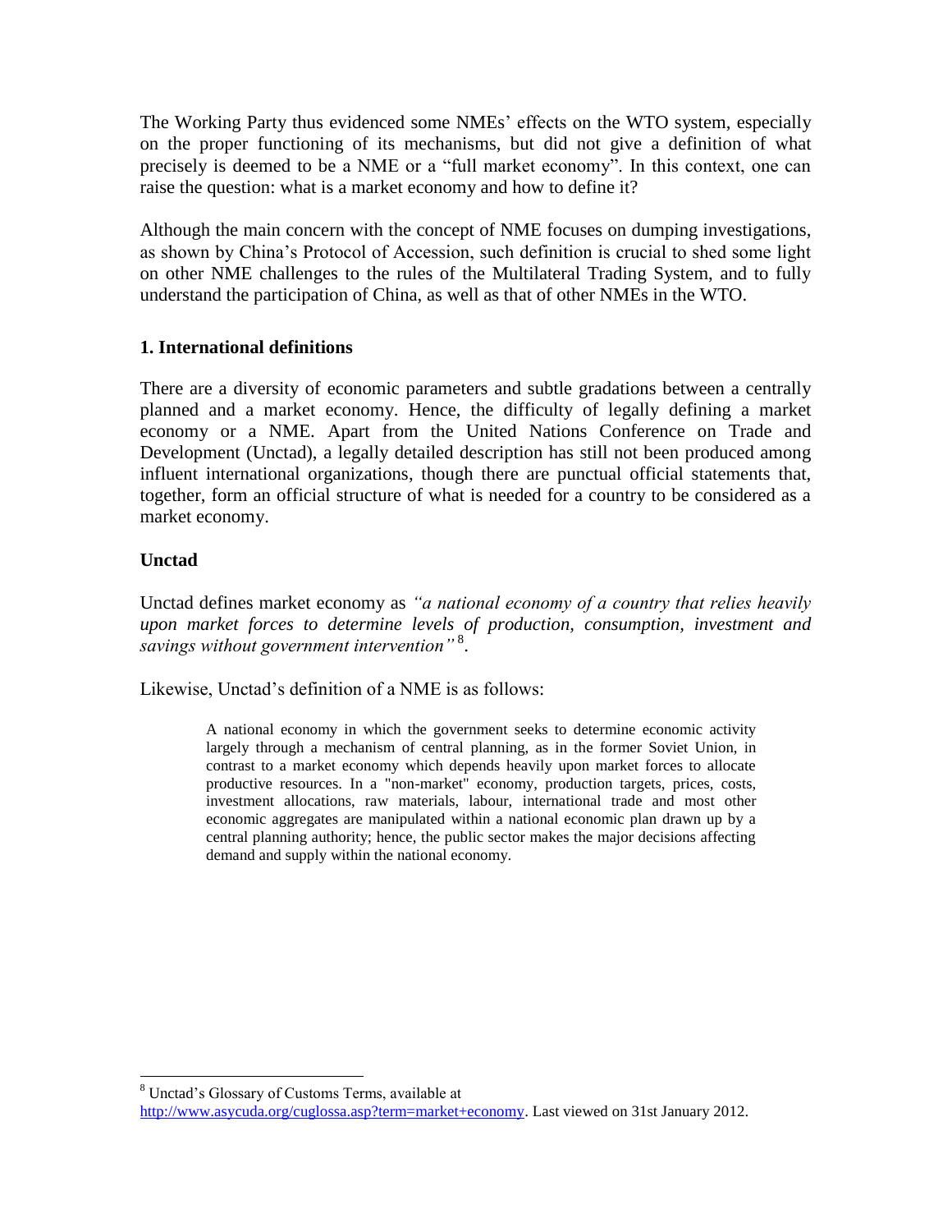The Working Party thus evidenced some NMEs' effects on the WTO system, especially on the proper functioning of its mechanisms, but did not give a definition of what precisely is deemed to be a NME or a "full market economy". In this context, one can raise the question: what is a market economy and how to define it?

Although the main concern with the concept of NME focuses on dumping investigations, as shown by China's Protocol of Accession, such definition is crucial to shed some light on other NME challenges to the rules of the Multilateral Trading System, and to fully understand the participation of China, as well as that of other NMEs in the WTO.

## 1. International definitions

There are a diversity of economic parameters and subtle gradations between a centrally planned and a market economy. Hence, the difficulty of legally defining a market economy or a NME. Apart from the United Nations Conference on Trade and Development (Unctad), a legally detailed description has still not been produced among influent international organizations, though there are punctual official statements that, together, form an official structure of what is needed for a country to be considered as a market economy.

### Unctad

Unctad defines market economy as *"a national economy of a country that relies heavily upon market forces to determine levels of production, consumption, investment and savings without government intervention"*[8].

Likewise, Unctad's definition of a NME is as follows:

> A national economy in which the government seeks to determine economic activity largely through a mechanism of central planning, as in the former Soviet Union, in contrast to a market economy which depends heavily upon market forces to allocate productive resources. In a "non-market" economy, production targets, prices, costs, investment allocations, raw materials, labour, international trade and most other economic aggregates are manipulated within a national economic plan drawn up by a central planning authority; hence, the public sector makes the major decisions affecting demand and supply within the national economy.

---

[8] Unctad's Glossary of Customs Terms, available at http://www.asycuda.org/cuglossa.asp?term=market+economy. Last viewed on 31st January 2012.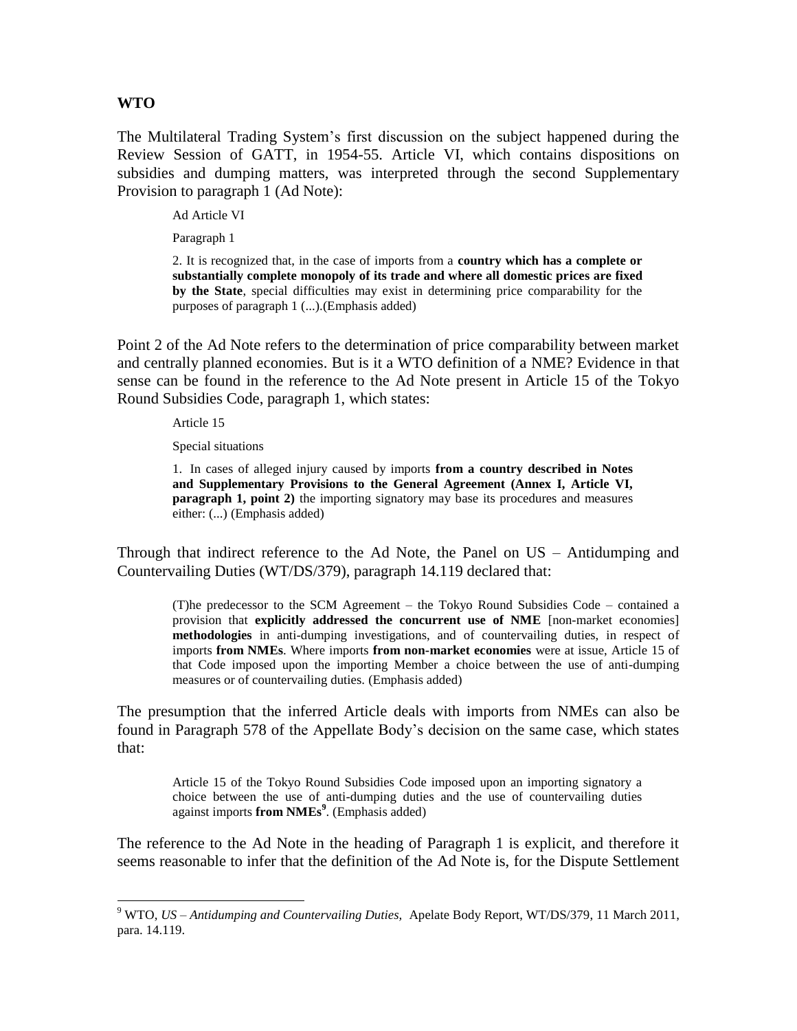**WTO**

The Multilateral Trading System's first discussion on the subject happened during the Review Session of GATT, in 1954-55. Article VI, which contains dispositions on subsidies and dumping matters, was interpreted through the second Supplementary Provision to paragraph 1 (Ad Note):

> Ad Article VI
>
> Paragraph 1
>
> 2. It is recognized that, in the case of imports from a **country which has a complete or substantially complete monopoly of its trade and where all domestic prices are fixed by the State**, special difficulties may exist in determining price comparability for the purposes of paragraph 1 (...).(Emphasis added)

Point 2 of the Ad Note refers to the determination of price comparability between market and centrally planned economies. But is it a WTO definition of a NME? Evidence in that sense can be found in the reference to the Ad Note present in Article 15 of the Tokyo Round Subsidies Code, paragraph 1, which states:

> Article 15
>
> Special situations
>
> 1. In cases of alleged injury caused by imports **from a country described in Notes and Supplementary Provisions to the General Agreement (Annex I, Article VI, paragraph 1, point 2)** the importing signatory may base its procedures and measures either: (...) (Emphasis added)

Through that indirect reference to the Ad Note, the Panel on US – Antidumping and Countervailing Duties (WT/DS/379), paragraph 14.119 declared that:

> (T)he predecessor to the SCM Agreement – the Tokyo Round Subsidies Code – contained a provision that **explicitly addressed the concurrent use of NME** [non-market economies] **methodologies** in anti-dumping investigations, and of countervailing duties, in respect of imports **from NMEs**. Where imports **from non-market economies** were at issue, Article 15 of that Code imposed upon the importing Member a choice between the use of anti-dumping measures or of countervailing duties. (Emphasis added)

The presumption that the inferred Article deals with imports from NMEs can also be found in Paragraph 578 of the Appellate Body's decision on the same case, which states that:

> Article 15 of the Tokyo Round Subsidies Code imposed upon an importing signatory a choice between the use of anti-dumping duties and the use of countervailing duties against imports **from NMEs**[9]. (Emphasis added)

The reference to the Ad Note in the heading of Paragraph 1 is explicit, and therefore it seems reasonable to infer that the definition of the Ad Note is, for the Dispute Settlement

---

[9] WTO, *US – Antidumping and Countervailing Duties,* Apelate Body Report, WT/DS/379, 11 March 2011, para. 14.119.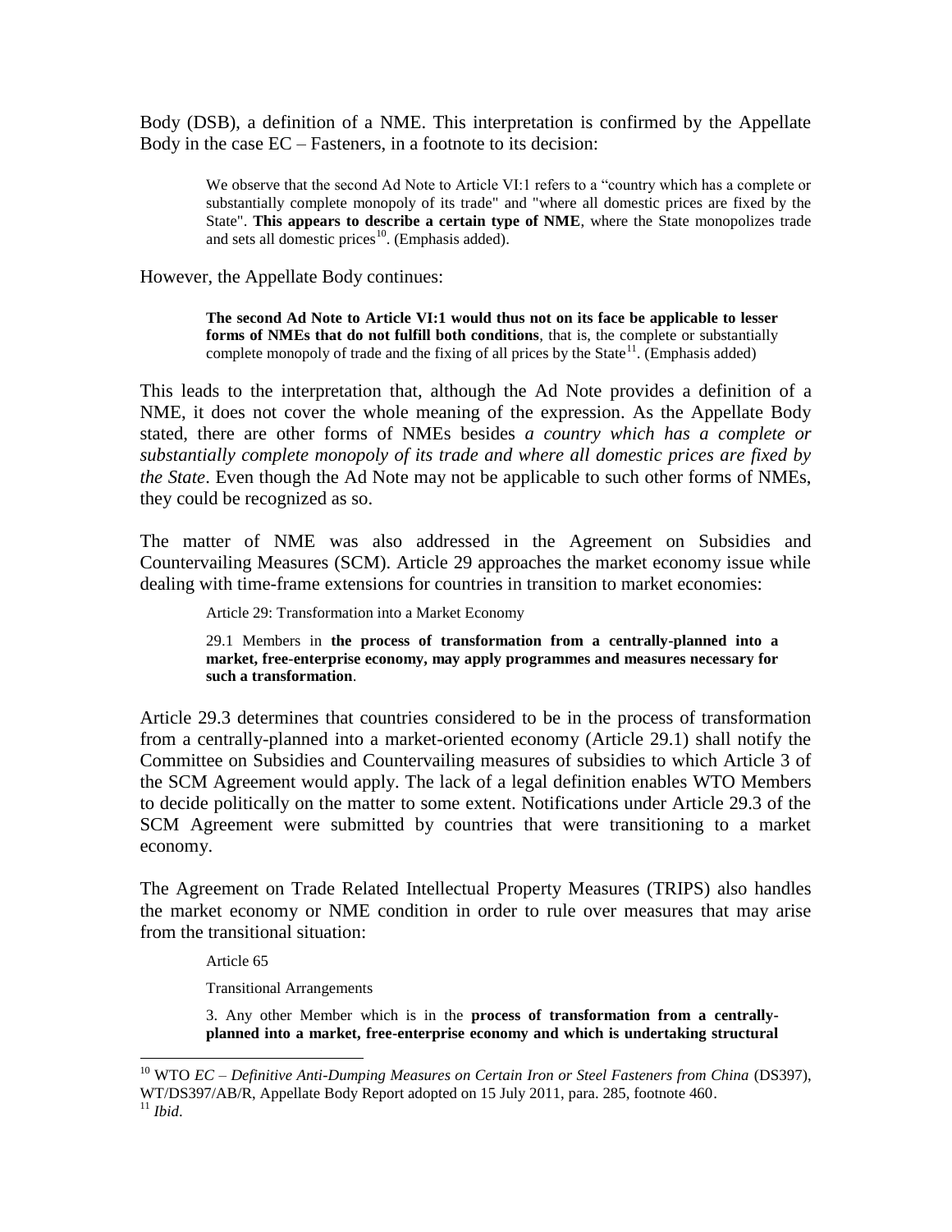Body (DSB), a definition of a NME. This interpretation is confirmed by the Appellate Body in the case EC – Fasteners, in a footnote to its decision:

> We observe that the second Ad Note to Article VI:1 refers to a "country which has a complete or substantially complete monopoly of its trade" and "where all domestic prices are fixed by the State". **This appears to describe a certain type of NME**, where the State monopolizes trade and sets all domestic prices[10]. (Emphasis added).

However, the Appellate Body continues:

> **The second Ad Note to Article VI:1 would thus not on its face be applicable to lesser forms of NMEs that do not fulfill both conditions**, that is, the complete or substantially complete monopoly of trade and the fixing of all prices by the State[11]. (Emphasis added)

This leads to the interpretation that, although the Ad Note provides a definition of a NME, it does not cover the whole meaning of the expression. As the Appellate Body stated, there are other forms of NMEs besides *a country which has a complete or substantially complete monopoly of its trade and where all domestic prices are fixed by the State*. Even though the Ad Note may not be applicable to such other forms of NMEs, they could be recognized as so.

The matter of NME was also addressed in the Agreement on Subsidies and Countervailing Measures (SCM). Article 29 approaches the market economy issue while dealing with time-frame extensions for countries in transition to market economies:

> Article 29: Transformation into a Market Economy
>
> 29.1 Members in **the process of transformation from a centrally-planned into a market, free-enterprise economy, may apply programmes and measures necessary for such a transformation**.

Article 29.3 determines that countries considered to be in the process of transformation from a centrally-planned into a market-oriented economy (Article 29.1) shall notify the Committee on Subsidies and Countervailing measures of subsidies to which Article 3 of the SCM Agreement would apply. The lack of a legal definition enables WTO Members to decide politically on the matter to some extent. Notifications under Article 29.3 of the SCM Agreement were submitted by countries that were transitioning to a market economy.

The Agreement on Trade Related Intellectual Property Measures (TRIPS) also handles the market economy or NME condition in order to rule over measures that may arise from the transitional situation:

> Article 65
>
> Transitional Arrangements
>
> 3. Any other Member which is in the **process of transformation from a centrally-planned into a market, free-enterprise economy and which is undertaking structural**

---

[10] WTO *EC – Definitive Anti-Dumping Measures on Certain Iron or Steel Fasteners from China* (DS397), WT/DS397/AB/R, Appellate Body Report adopted on 15 July 2011, para. 285, footnote 460.

[11] *Ibid*.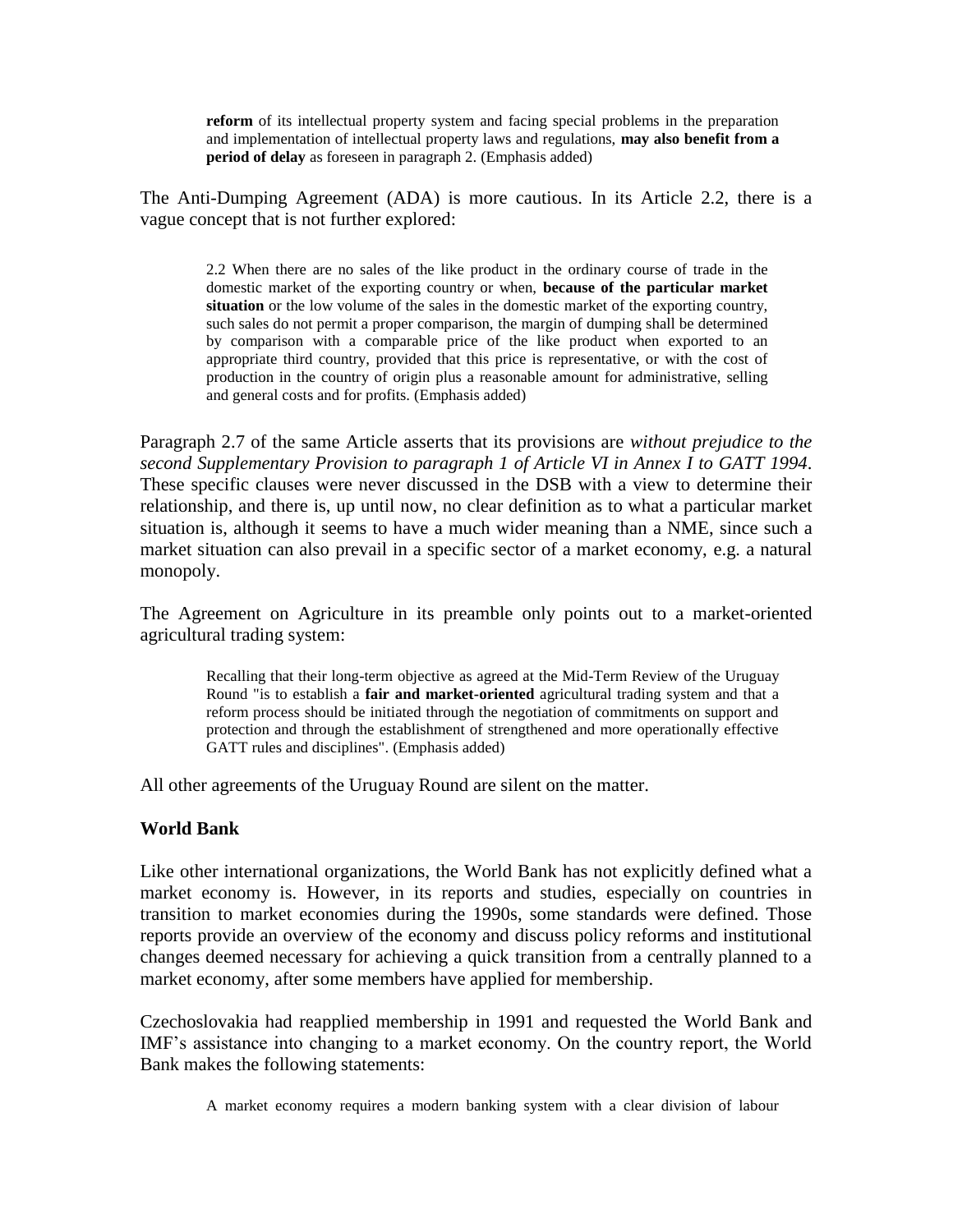> **reform** of its intellectual property system and facing special problems in the preparation and implementation of intellectual property laws and regulations, **may also benefit from a period of delay** as foreseen in paragraph 2. (Emphasis added)

The Anti-Dumping Agreement (ADA) is more cautious. In its Article 2.2, there is a vague concept that is not further explored:

> 2.2 When there are no sales of the like product in the ordinary course of trade in the domestic market of the exporting country or when, **because of the particular market situation** or the low volume of the sales in the domestic market of the exporting country, such sales do not permit a proper comparison, the margin of dumping shall be determined by comparison with a comparable price of the like product when exported to an appropriate third country, provided that this price is representative, or with the cost of production in the country of origin plus a reasonable amount for administrative, selling and general costs and for profits. (Emphasis added)

Paragraph 2.7 of the same Article asserts that its provisions are *without prejudice to the second Supplementary Provision to paragraph 1 of Article VI in Annex I to GATT 1994*. These specific clauses were never discussed in the DSB with a view to determine their relationship, and there is, up until now, no clear definition as to what a particular market situation is, although it seems to have a much wider meaning than a NME, since such a market situation can also prevail in a specific sector of a market economy, e.g. a natural monopoly.

The Agreement on Agriculture in its preamble only points out to a market-oriented agricultural trading system:

> Recalling that their long-term objective as agreed at the Mid-Term Review of the Uruguay Round "is to establish a **fair and market-oriented** agricultural trading system and that a reform process should be initiated through the negotiation of commitments on support and protection and through the establishment of strengthened and more operationally effective GATT rules and disciplines". (Emphasis added)

All other agreements of the Uruguay Round are silent on the matter.

### World Bank

Like other international organizations, the World Bank has not explicitly defined what a market economy is. However, in its reports and studies, especially on countries in transition to market economies during the 1990s, some standards were defined. Those reports provide an overview of the economy and discuss policy reforms and institutional changes deemed necessary for achieving a quick transition from a centrally planned to a market economy, after some members have applied for membership.

Czechoslovakia had reapplied membership in 1991 and requested the World Bank and IMF's assistance into changing to a market economy. On the country report, the World Bank makes the following statements:

> A market economy requires a modern banking system with a clear division of labour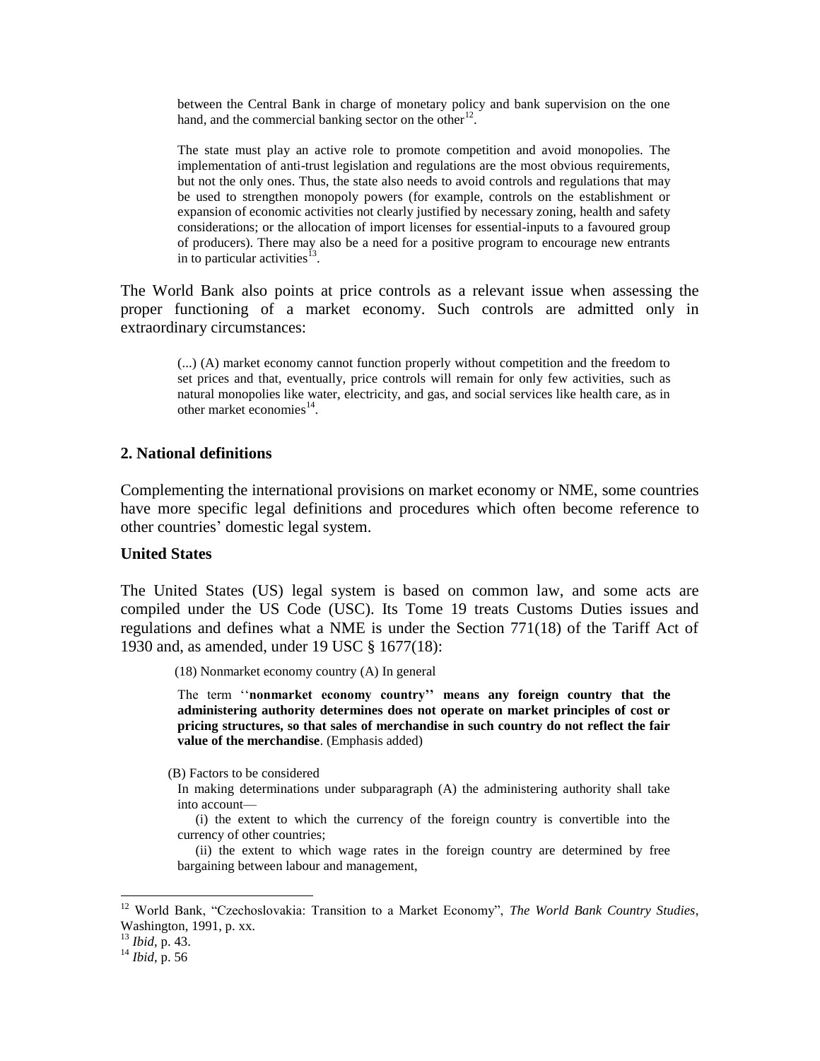> between the Central Bank in charge of monetary policy and bank supervision on the one hand, and the commercial banking sector on the other[12].
>
> The state must play an active role to promote competition and avoid monopolies. The implementation of anti-trust legislation and regulations are the most obvious requirements, but not the only ones. Thus, the state also needs to avoid controls and regulations that may be used to strengthen monopoly powers (for example, controls on the establishment or expansion of economic activities not clearly justified by necessary zoning, health and safety considerations; or the allocation of import licenses for essential-inputs to a favoured group of producers). There may also be a need for a positive program to encourage new entrants in to particular activities[13].

The World Bank also points at price controls as a relevant issue when assessing the proper functioning of a market economy. Such controls are admitted only in extraordinary circumstances:

> (...) (A) market economy cannot function properly without competition and the freedom to set prices and that, eventually, price controls will remain for only few activities, such as natural monopolies like water, electricity, and gas, and social services like health care, as in other market economies[14].

## 2. National definitions

Complementing the international provisions on market economy or NME, some countries have more specific legal definitions and procedures which often become reference to other countries' domestic legal system.

### United States

The United States (US) legal system is based on common law, and some acts are compiled under the US Code (USC). Its Tome 19 treats Customs Duties issues and regulations and defines what a NME is under the Section 771(18) of the Tariff Act of 1930 and, as amended, under 19 USC § 1677(18):

> (18) Nonmarket economy country (A) In general
>
> The term ''**nonmarket economy country'' means any foreign country that the administering authority determines does not operate on market principles of cost or pricing structures, so that sales of merchandise in such country do not reflect the fair value of the merchandise**. (Emphasis added)
>
> (B) Factors to be considered
>
> In making determinations under subparagraph (A) the administering authority shall take into account—
>
> (i) the extent to which the currency of the foreign country is convertible into the currency of other countries;
>
> (ii) the extent to which wage rates in the foreign country are determined by free bargaining between labour and management,

---

[12] World Bank, "Czechoslovakia: Transition to a Market Economy", *The World Bank Country Studies*, Washington, 1991, p. xx.

[13] *Ibid*, p. 43.

[14] *Ibid*, p. 56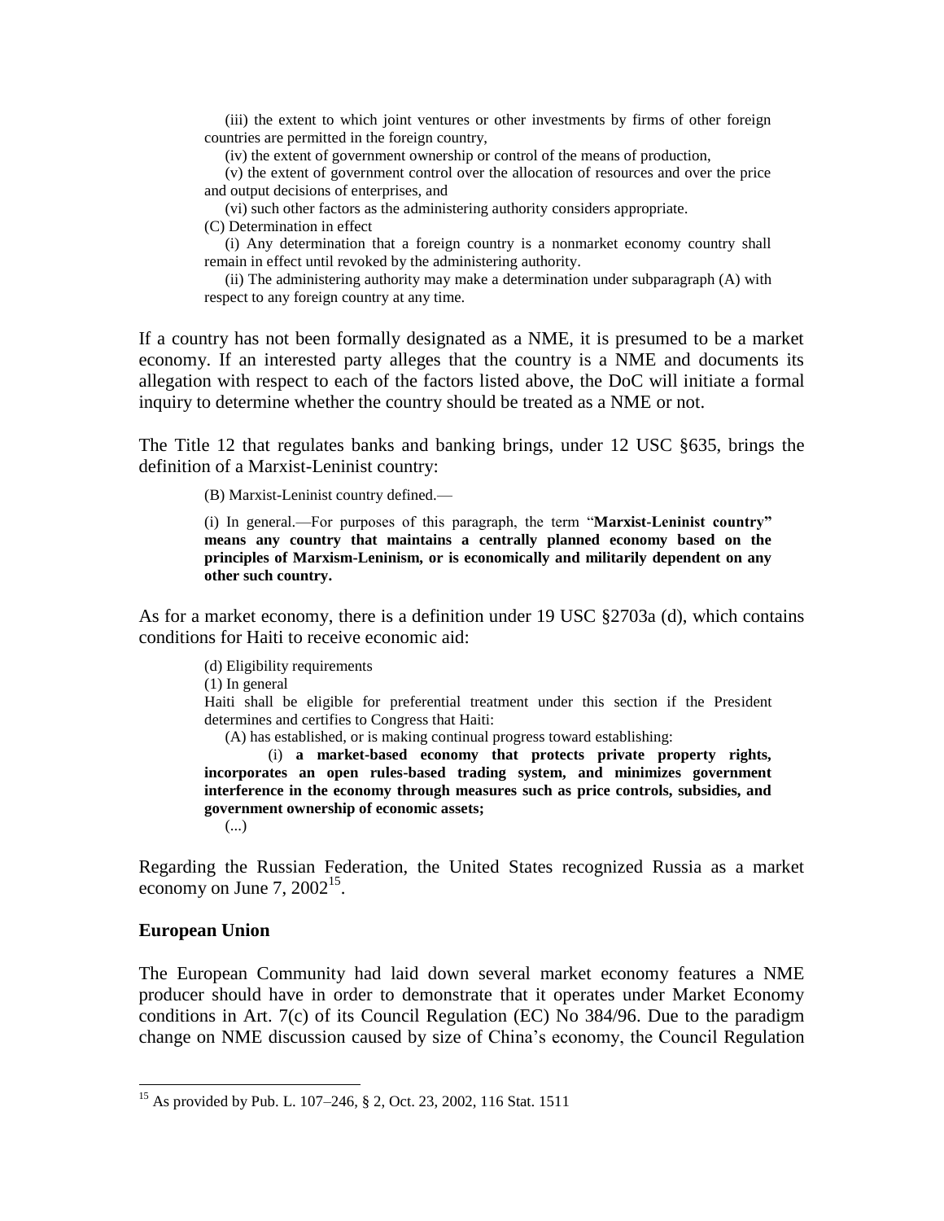(iii) the extent to which joint ventures or other investments by firms of other foreign countries are permitted in the foreign country,

(iv) the extent of government ownership or control of the means of production,

(v) the extent of government control over the allocation of resources and over the price and output decisions of enterprises, and

(vi) such other factors as the administering authority considers appropriate.

(C) Determination in effect

(i) Any determination that a foreign country is a nonmarket economy country shall remain in effect until revoked by the administering authority.

(ii) The administering authority may make a determination under subparagraph (A) with respect to any foreign country at any time.

If a country has not been formally designated as a NME, it is presumed to be a market economy. If an interested party alleges that the country is a NME and documents its allegation with respect to each of the factors listed above, the DoC will initiate a formal inquiry to determine whether the country should be treated as a NME or not.

The Title 12 that regulates banks and banking brings, under 12 USC §635, brings the definition of a Marxist-Leninist country:

> (B) Marxist-Leninist country defined.—
>
> (i) In general.—For purposes of this paragraph, the term "**Marxist-Leninist country" means any country that maintains a centrally planned economy based on the principles of Marxism-Leninism, or is economically and militarily dependent on any other such country.**

As for a market economy, there is a definition under 19 USC §2703a (d), which contains conditions for Haiti to receive economic aid:

> (d) Eligibility requirements
>
> (1) In general
>
> Haiti shall be eligible for preferential treatment under this section if the President determines and certifies to Congress that Haiti:
>
> (A) has established, or is making continual progress toward establishing:
>
> (i) **a market-based economy that protects private property rights, incorporates an open rules-based trading system, and minimizes government interference in the economy through measures such as price controls, subsidies, and government ownership of economic assets;**
>
> (...)

Regarding the Russian Federation, the United States recognized Russia as a market economy on June 7, 2002[15].

### European Union

The European Community had laid down several market economy features a NME producer should have in order to demonstrate that it operates under Market Economy conditions in Art. 7(c) of its Council Regulation (EC) No 384/96. Due to the paradigm change on NME discussion caused by size of China's economy, the Council Regulation

[15] As provided by Pub. L. 107–246, § 2, Oct. 23, 2002, 116 Stat. 1511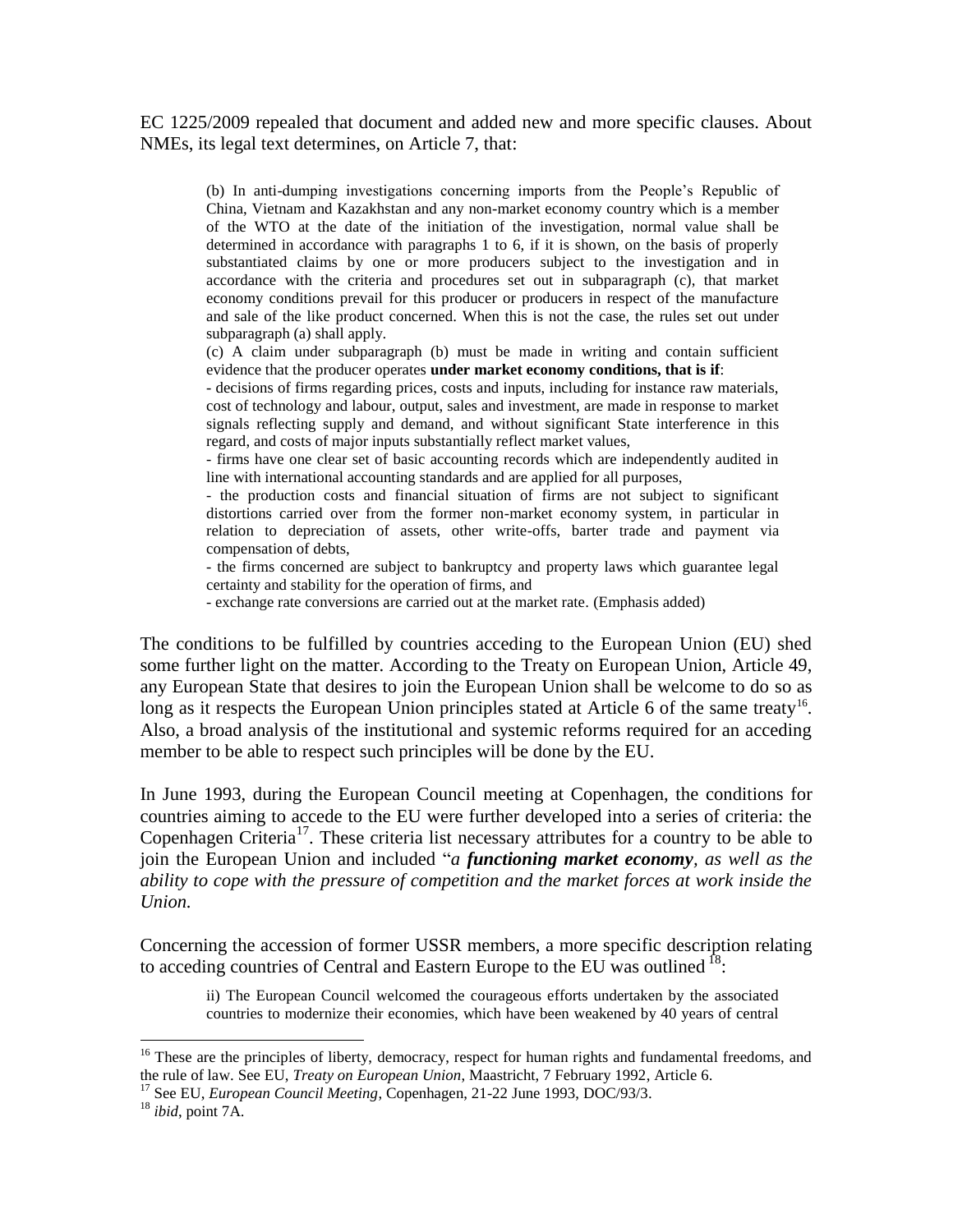EC 1225/2009 repealed that document and added new and more specific clauses. About NMEs, its legal text determines, on Article 7, that:

> (b) In anti-dumping investigations concerning imports from the People's Republic of China, Vietnam and Kazakhstan and any non-market economy country which is a member of the WTO at the date of the initiation of the investigation, normal value shall be determined in accordance with paragraphs 1 to 6, if it is shown, on the basis of properly substantiated claims by one or more producers subject to the investigation and in accordance with the criteria and procedures set out in subparagraph (c), that market economy conditions prevail for this producer or producers in respect of the manufacture and sale of the like product concerned. When this is not the case, the rules set out under subparagraph (a) shall apply.
>
> (c) A claim under subparagraph (b) must be made in writing and contain sufficient evidence that the producer operates **under market economy conditions, that is if**:
>
> - decisions of firms regarding prices, costs and inputs, including for instance raw materials, cost of technology and labour, output, sales and investment, are made in response to market signals reflecting supply and demand, and without significant State interference in this regard, and costs of major inputs substantially reflect market values,
> - firms have one clear set of basic accounting records which are independently audited in line with international accounting standards and are applied for all purposes,
> - the production costs and financial situation of firms are not subject to significant distortions carried over from the former non-market economy system, in particular in relation to depreciation of assets, other write-offs, barter trade and payment via compensation of debts,
> - the firms concerned are subject to bankruptcy and property laws which guarantee legal certainty and stability for the operation of firms, and
> - exchange rate conversions are carried out at the market rate. (Emphasis added)

The conditions to be fulfilled by countries acceding to the European Union (EU) shed some further light on the matter. According to the Treaty on European Union, Article 49, any European State that desires to join the European Union shall be welcome to do so as long as it respects the European Union principles stated at Article 6 of the same treaty[16]. Also, a broad analysis of the institutional and systemic reforms required for an acceding member to be able to respect such principles will be done by the EU.

In June 1993, during the European Council meeting at Copenhagen, the conditions for countries aiming to accede to the EU were further developed into a series of criteria: the Copenhagen Criteria[17]. These criteria list necessary attributes for a country to be able to join the European Union and included "*a **functioning market economy**, as well as the ability to cope with the pressure of competition and the market forces at work inside the Union.*

Concerning the accession of former USSR members, a more specific description relating to acceding countries of Central and Eastern Europe to the EU was outlined [18]:

> ii) The European Council welcomed the courageous efforts undertaken by the associated countries to modernize their economies, which have been weakened by 40 years of central

---

[16] These are the principles of liberty, democracy, respect for human rights and fundamental freedoms, and the rule of law. See EU, *Treaty on European Union*, Maastricht, 7 February 1992, Article 6.

[17] See EU, *European Council Meeting*, Copenhagen, 21-22 June 1993, DOC/93/3.

[18] *ibid*, point 7A.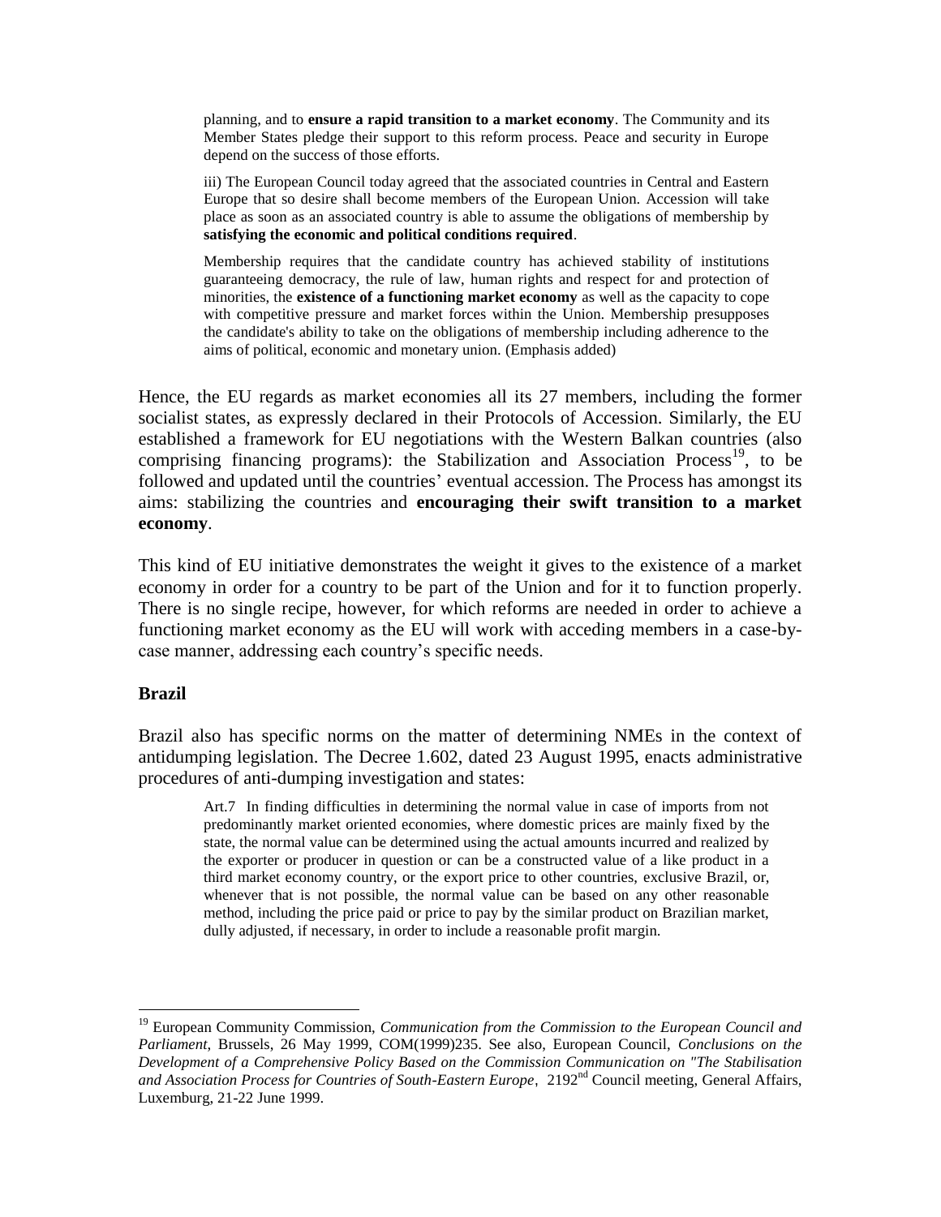> planning, and to **ensure a rapid transition to a market economy**. The Community and its Member States pledge their support to this reform process. Peace and security in Europe depend on the success of those efforts.
>
> iii) The European Council today agreed that the associated countries in Central and Eastern Europe that so desire shall become members of the European Union. Accession will take place as soon as an associated country is able to assume the obligations of membership by **satisfying the economic and political conditions required**.
>
> Membership requires that the candidate country has achieved stability of institutions guaranteeing democracy, the rule of law, human rights and respect for and protection of minorities, the **existence of a functioning market economy** as well as the capacity to cope with competitive pressure and market forces within the Union. Membership presupposes the candidate's ability to take on the obligations of membership including adherence to the aims of political, economic and monetary union. (Emphasis added)

Hence, the EU regards as market economies all its 27 members, including the former socialist states, as expressly declared in their Protocols of Accession. Similarly, the EU established a framework for EU negotiations with the Western Balkan countries (also comprising financing programs): the Stabilization and Association Process[19], to be followed and updated until the countries' eventual accession. The Process has amongst its aims: stabilizing the countries and **encouraging their swift transition to a market economy**.

This kind of EU initiative demonstrates the weight it gives to the existence of a market economy in order for a country to be part of the Union and for it to function properly. There is no single recipe, however, for which reforms are needed in order to achieve a functioning market economy as the EU will work with acceding members in a case-by-case manner, addressing each country's specific needs.

### Brazil

Brazil also has specific norms on the matter of determining NMEs in the context of antidumping legislation. The Decree 1.602, dated 23 August 1995, enacts administrative procedures of anti-dumping investigation and states:

> Art.7 In finding difficulties in determining the normal value in case of imports from not predominantly market oriented economies, where domestic prices are mainly fixed by the state, the normal value can be determined using the actual amounts incurred and realized by the exporter or producer in question or can be a constructed value of a like product in a third market economy country, or the export price to other countries, exclusive Brazil, or, whenever that is not possible, the normal value can be based on any other reasonable method, including the price paid or price to pay by the similar product on Brazilian market, dully adjusted, if necessary, in order to include a reasonable profit margin.

---

[19] European Community Commission, *Communication from the Commission to the European Council and Parliament*, Brussels, 26 May 1999, COM(1999)235. See also, European Council, *Conclusions on the Development of a Comprehensive Policy Based on the Commission Communication on "The Stabilisation and Association Process for Countries of South-Eastern Europe*, 2192nd Council meeting, General Affairs, Luxemburg, 21-22 June 1999.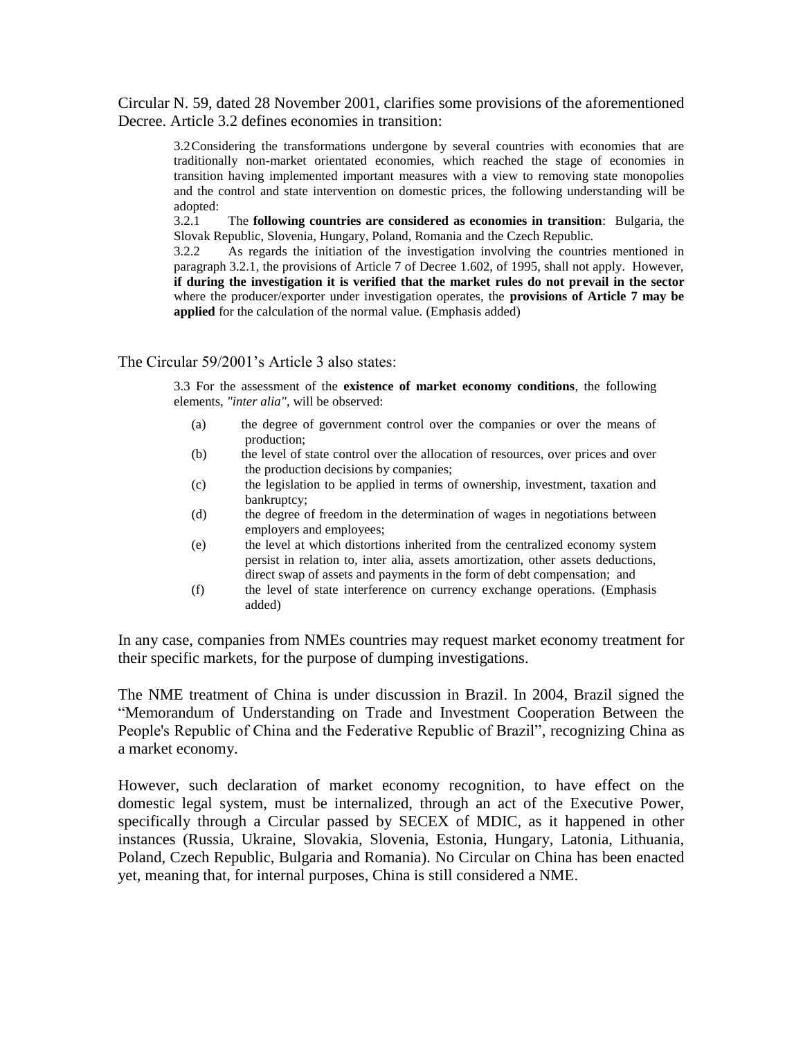Circular N. 59, dated 28 November 2001, clarifies some provisions of the aforementioned Decree. Article 3.2 defines economies in transition:

> 3.2 Considering the transformations undergone by several countries with economies that are traditionally non-market orientated economies, which reached the stage of economies in transition having implemented important measures with a view to removing state monopolies and the control and state intervention on domestic prices, the following understanding will be adopted:
>
> 3.2.1 The **following countries are considered as economies in transition**: Bulgaria, the Slovak Republic, Slovenia, Hungary, Poland, Romania and the Czech Republic.
>
> 3.2.2 As regards the initiation of the investigation involving the countries mentioned in paragraph 3.2.1, the provisions of Article 7 of Decree 1.602, of 1995, shall not apply. However, **if during the investigation it is verified that the market rules do not prevail in the sector** where the producer/exporter under investigation operates, the **provisions of Article 7 may be applied** for the calculation of the normal value. (Emphasis added)

The Circular 59/2001's Article 3 also states:

> 3.3 For the assessment of the **existence of market economy conditions**, the following elements, *"inter alia"*, will be observed:
>
> (a) the degree of government control over the companies or over the means of production;
>
> (b) the level of state control over the allocation of resources, over prices and over the production decisions by companies;
>
> (c) the legislation to be applied in terms of ownership, investment, taxation and bankruptcy;
>
> (d) the degree of freedom in the determination of wages in negotiations between employers and employees;
>
> (e) the level at which distortions inherited from the centralized economy system persist in relation to, inter alia, assets amortization, other assets deductions, direct swap of assets and payments in the form of debt compensation; and
>
> (f) the level of state interference on currency exchange operations. (Emphasis added)

In any case, companies from NMEs countries may request market economy treatment for their specific markets, for the purpose of dumping investigations.

The NME treatment of China is under discussion in Brazil. In 2004, Brazil signed the "Memorandum of Understanding on Trade and Investment Cooperation Between the People's Republic of China and the Federative Republic of Brazil", recognizing China as a market economy.

However, such declaration of market economy recognition, to have effect on the domestic legal system, must be internalized, through an act of the Executive Power, specifically through a Circular passed by SECEX of MDIC, as it happened in other instances (Russia, Ukraine, Slovakia, Slovenia, Estonia, Hungary, Latonia, Lithuania, Poland, Czech Republic, Bulgaria and Romania). No Circular on China has been enacted yet, meaning that, for internal purposes, China is still considered a NME.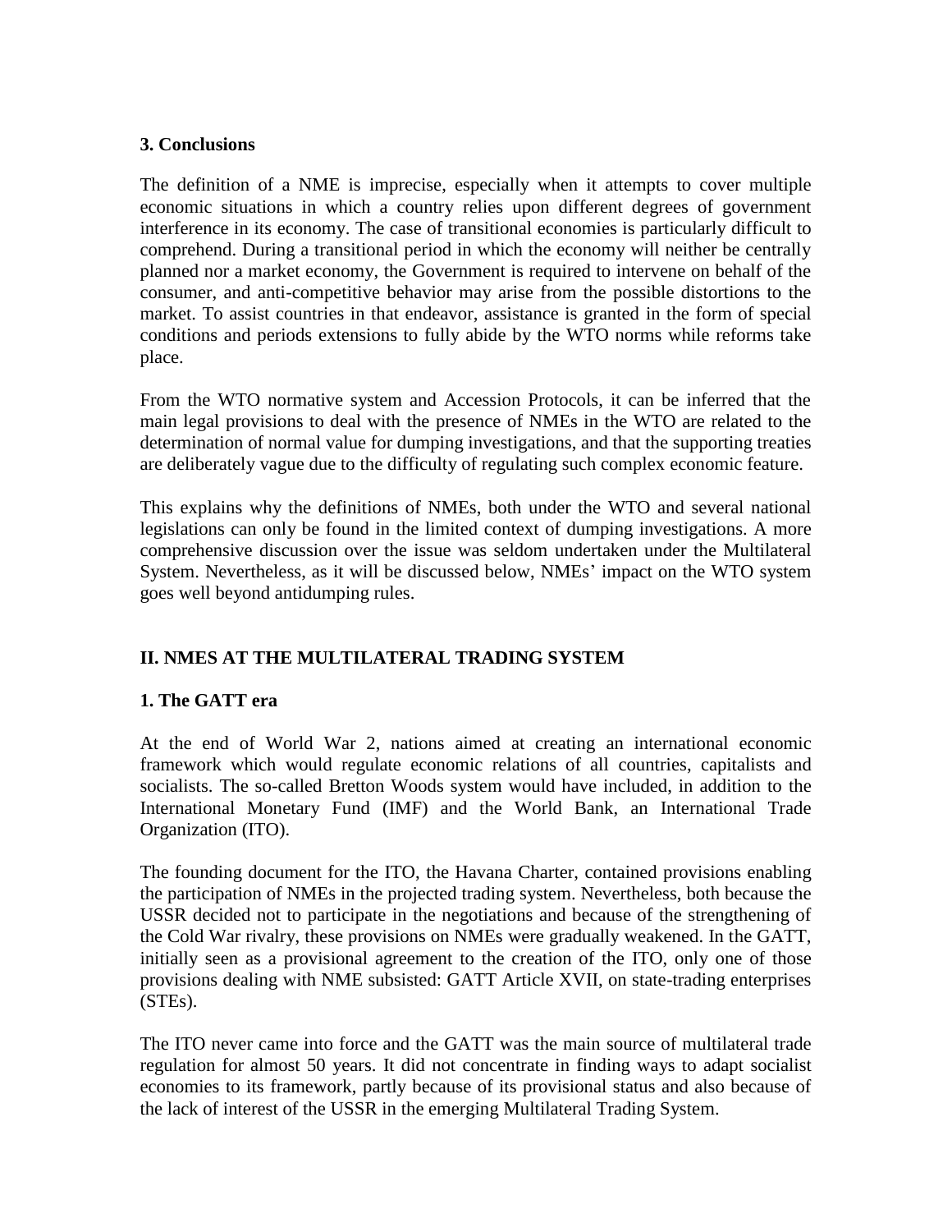### 3. Conclusions

The definition of a NME is imprecise, especially when it attempts to cover multiple economic situations in which a country relies upon different degrees of government interference in its economy. The case of transitional economies is particularly difficult to comprehend. During a transitional period in which the economy will neither be centrally planned nor a market economy, the Government is required to intervene on behalf of the consumer, and anti-competitive behavior may arise from the possible distortions to the market. To assist countries in that endeavor, assistance is granted in the form of special conditions and periods extensions to fully abide by the WTO norms while reforms take place.

From the WTO normative system and Accession Protocols, it can be inferred that the main legal provisions to deal with the presence of NMEs in the WTO are related to the determination of normal value for dumping investigations, and that the supporting treaties are deliberately vague due to the difficulty of regulating such complex economic feature.

This explains why the definitions of NMEs, both under the WTO and several national legislations can only be found in the limited context of dumping investigations. A more comprehensive discussion over the issue was seldom undertaken under the Multilateral System. Nevertheless, as it will be discussed below, NMEs' impact on the WTO system goes well beyond antidumping rules.

## II. NMES AT THE MULTILATERAL TRADING SYSTEM

### 1. The GATT era

At the end of World War 2, nations aimed at creating an international economic framework which would regulate economic relations of all countries, capitalists and socialists. The so-called Bretton Woods system would have included, in addition to the International Monetary Fund (IMF) and the World Bank, an International Trade Organization (ITO).

The founding document for the ITO, the Havana Charter, contained provisions enabling the participation of NMEs in the projected trading system. Nevertheless, both because the USSR decided not to participate in the negotiations and because of the strengthening of the Cold War rivalry, these provisions on NMEs were gradually weakened. In the GATT, initially seen as a provisional agreement to the creation of the ITO, only one of those provisions dealing with NME subsisted: GATT Article XVII, on state-trading enterprises (STEs).

The ITO never came into force and the GATT was the main source of multilateral trade regulation for almost 50 years. It did not concentrate in finding ways to adapt socialist economies to its framework, partly because of its provisional status and also because of the lack of interest of the USSR in the emerging Multilateral Trading System.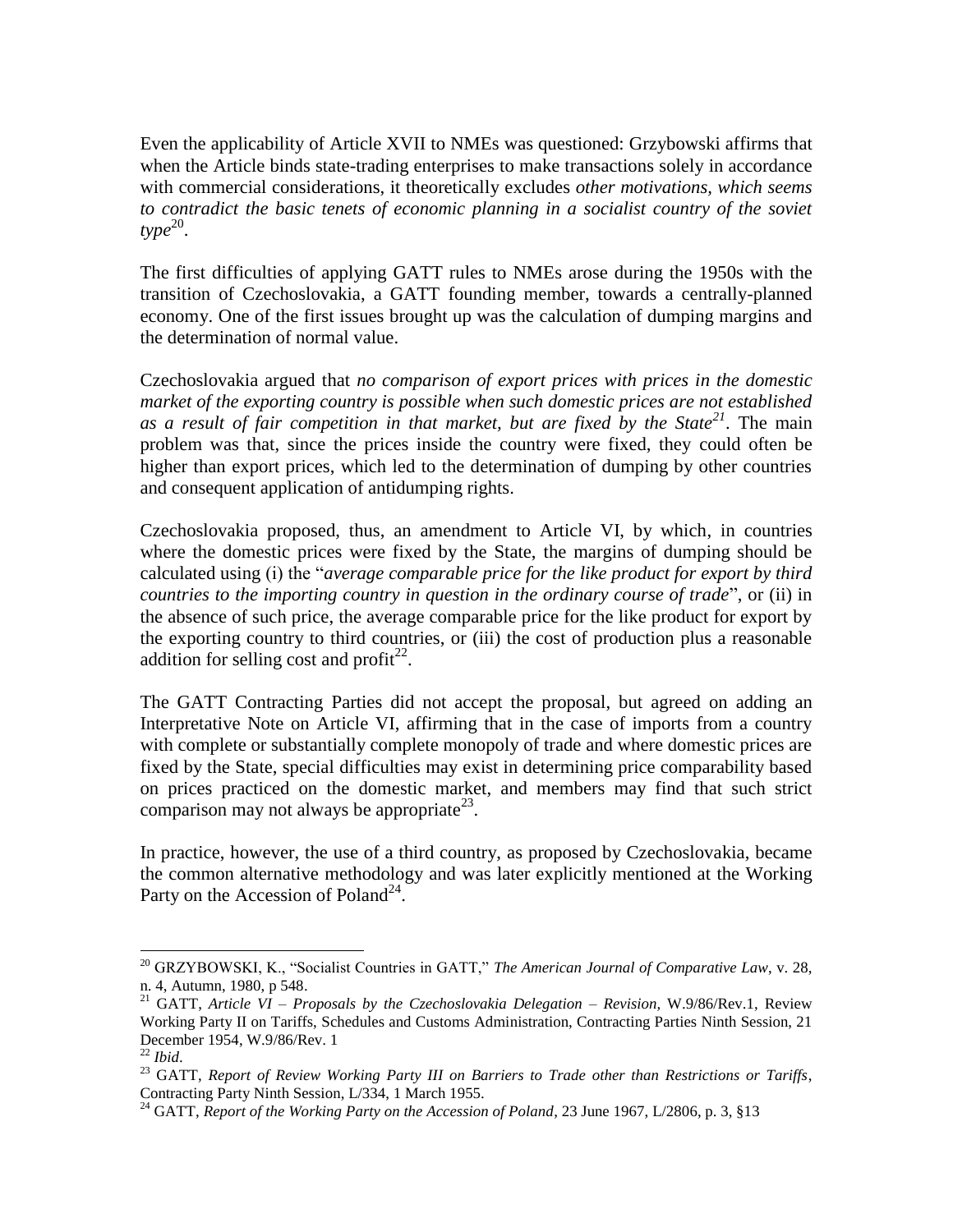Even the applicability of Article XVII to NMEs was questioned: Grzybowski affirms that when the Article binds state-trading enterprises to make transactions solely in accordance with commercial considerations, it theoretically excludes *other motivations, which seems to contradict the basic tenets of economic planning in a socialist country of the soviet type*[20].

The first difficulties of applying GATT rules to NMEs arose during the 1950s with the transition of Czechoslovakia, a GATT founding member, towards a centrally-planned economy. One of the first issues brought up was the calculation of dumping margins and the determination of normal value.

Czechoslovakia argued that *no comparison of export prices with prices in the domestic market of the exporting country is possible when such domestic prices are not established as a result of fair competition in that market, but are fixed by the State*[21]. The main problem was that, since the prices inside the country were fixed, they could often be higher than export prices, which led to the determination of dumping by other countries and consequent application of antidumping rights.

Czechoslovakia proposed, thus, an amendment to Article VI, by which, in countries where the domestic prices were fixed by the State, the margins of dumping should be calculated using (i) the "*average comparable price for the like product for export by third countries to the importing country in question in the ordinary course of trade*", or (ii) in the absence of such price, the average comparable price for the like product for export by the exporting country to third countries, or (iii) the cost of production plus a reasonable addition for selling cost and profit[22].

The GATT Contracting Parties did not accept the proposal, but agreed on adding an Interpretative Note on Article VI, affirming that in the case of imports from a country with complete or substantially complete monopoly of trade and where domestic prices are fixed by the State, special difficulties may exist in determining price comparability based on prices practiced on the domestic market, and members may find that such strict comparison may not always be appropriate[23].

In practice, however, the use of a third country, as proposed by Czechoslovakia, became the common alternative methodology and was later explicitly mentioned at the Working Party on the Accession of Poland[24].

---

[20] GRZYBOWSKI, K., "Socialist Countries in GATT," *The American Journal of Comparative Law*, v. 28, n. 4, Autumn, 1980, p 548.

[21] GATT, *Article VI – Proposals by the Czechoslovakia Delegation – Revision,* W.9/86/Rev.1, Review Working Party II on Tariffs, Schedules and Customs Administration, Contracting Parties Ninth Session, 21 December 1954, W.9/86/Rev. 1

[22] *Ibid*.

[23] GATT, *Report of Review Working Party III on Barriers to Trade other than Restrictions or Tariffs*, Contracting Party Ninth Session, L/334, 1 March 1955.

[24] GATT, *Report of the Working Party on the Accession of Poland*, 23 June 1967, L/2806, p. 3, §13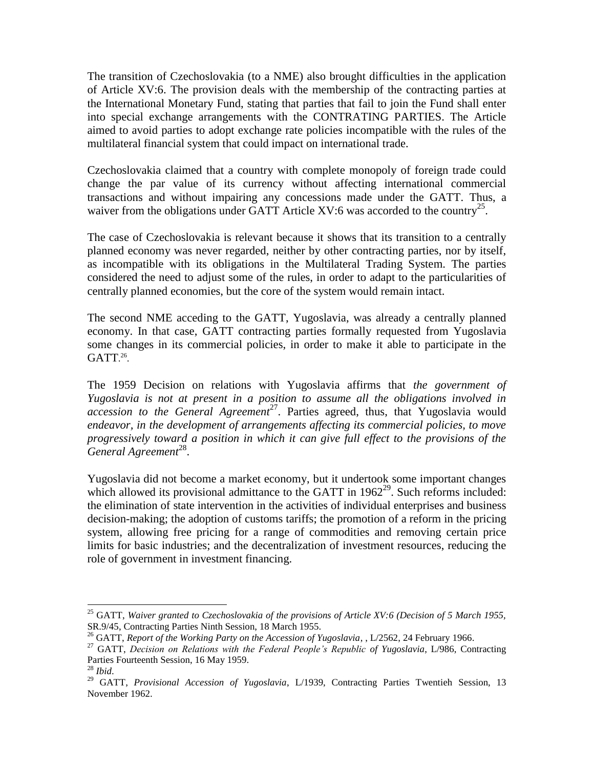The transition of Czechoslovakia (to a NME) also brought difficulties in the application of Article XV:6. The provision deals with the membership of the contracting parties at the International Monetary Fund, stating that parties that fail to join the Fund shall enter into special exchange arrangements with the CONTRATING PARTIES. The Article aimed to avoid parties to adopt exchange rate policies incompatible with the rules of the multilateral financial system that could impact on international trade.

Czechoslovakia claimed that a country with complete monopoly of foreign trade could change the par value of its currency without affecting international commercial transactions and without impairing any concessions made under the GATT. Thus, a waiver from the obligations under GATT Article XV:6 was accorded to the country[25].

The case of Czechoslovakia is relevant because it shows that its transition to a centrally planned economy was never regarded, neither by other contracting parties, nor by itself, as incompatible with its obligations in the Multilateral Trading System. The parties considered the need to adjust some of the rules, in order to adapt to the particularities of centrally planned economies, but the core of the system would remain intact.

The second NME acceding to the GATT, Yugoslavia, was already a centrally planned economy. In that case, GATT contracting parties formally requested from Yugoslavia some changes in its commercial policies, in order to make it able to participate in the GATT.[26].

The 1959 Decision on relations with Yugoslavia affirms that *the government of Yugoslavia is not at present in a position to assume all the obligations involved in accession to the General Agreement*[27]. Parties agreed, thus, that Yugoslavia would *endeavor, in the development of arrangements affecting its commercial policies, to move progressively toward a position in which it can give full effect to the provisions of the General Agreement*[28].

Yugoslavia did not become a market economy, but it undertook some important changes which allowed its provisional admittance to the GATT in 1962[29]. Such reforms included: the elimination of state intervention in the activities of individual enterprises and business decision-making; the adoption of customs tariffs; the promotion of a reform in the pricing system, allowing free pricing for a range of commodities and removing certain price limits for basic industries; and the decentralization of investment resources, reducing the role of government in investment financing.

---

[25] GATT, *Waiver granted to Czechoslovakia of the provisions of Article XV:6 (Decision of 5 March 1955*, SR.9/45, Contracting Parties Ninth Session, 18 March 1955.

[26] GATT, *Report of the Working Party on the Accession of Yugoslavia*, , L/2562, 24 February 1966.

[27] GATT, *Decision on Relations with the Federal People's Republic of Yugoslavia*, L/986, Contracting Parties Fourteenth Session, 16 May 1959.

[28] *Ibid*.

[29] GATT, *Provisional Accession of Yugoslavia*, L/1939, Contracting Parties Twentieh Session, 13 November 1962.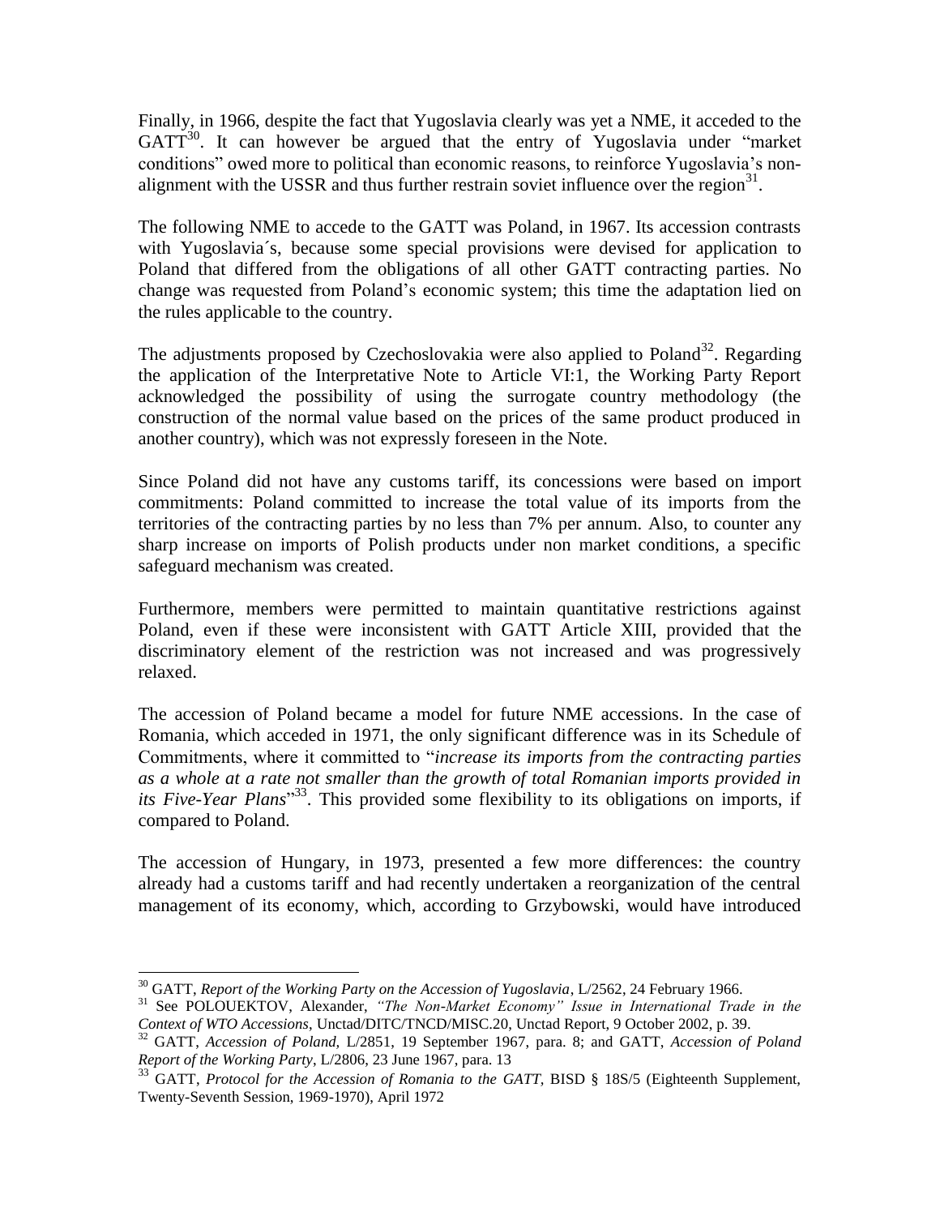Finally, in 1966, despite the fact that Yugoslavia clearly was yet a NME, it acceded to the GATT[30]. It can however be argued that the entry of Yugoslavia under "market conditions" owed more to political than economic reasons, to reinforce Yugoslavia's non-alignment with the USSR and thus further restrain soviet influence over the region[31].

The following NME to accede to the GATT was Poland, in 1967. Its accession contrasts with Yugoslavia´s, because some special provisions were devised for application to Poland that differed from the obligations of all other GATT contracting parties. No change was requested from Poland's economic system; this time the adaptation lied on the rules applicable to the country.

The adjustments proposed by Czechoslovakia were also applied to Poland[32]. Regarding the application of the Interpretative Note to Article VI:1, the Working Party Report acknowledged the possibility of using the surrogate country methodology (the construction of the normal value based on the prices of the same product produced in another country), which was not expressly foreseen in the Note.

Since Poland did not have any customs tariff, its concessions were based on import commitments: Poland committed to increase the total value of its imports from the territories of the contracting parties by no less than 7% per annum. Also, to counter any sharp increase on imports of Polish products under non market conditions, a specific safeguard mechanism was created.

Furthermore, members were permitted to maintain quantitative restrictions against Poland, even if these were inconsistent with GATT Article XIII, provided that the discriminatory element of the restriction was not increased and was progressively relaxed.

The accession of Poland became a model for future NME accessions. In the case of Romania, which acceded in 1971, the only significant difference was in its Schedule of Commitments, where it committed to "*increase its imports from the contracting parties as a whole at a rate not smaller than the growth of total Romanian imports provided in its Five-Year Plans*"[33]. This provided some flexibility to its obligations on imports, if compared to Poland.

The accession of Hungary, in 1973, presented a few more differences: the country already had a customs tariff and had recently undertaken a reorganization of the central management of its economy, which, according to Grzybowski, would have introduced

---

[30] GATT, *Report of the Working Party on the Accession of Yugoslavia*, L/2562, 24 February 1966.

[31] See POLOUEKTOV, Alexander, *"The Non-Market Economy" Issue in International Trade in the Context of WTO Accessions*, Unctad/DITC/TNCD/MISC.20, Unctad Report, 9 October 2002, p. 39.

[32] GATT, *Accession of Poland*, L/2851, 19 September 1967, para. 8; and GATT, *Accession of Poland Report of the Working Party*, L/2806, 23 June 1967, para. 13

[33] GATT, *Protocol for the Accession of Romania to the GATT*, BISD § 18S/5 (Eighteenth Supplement, Twenty-Seventh Session, 1969-1970), April 1972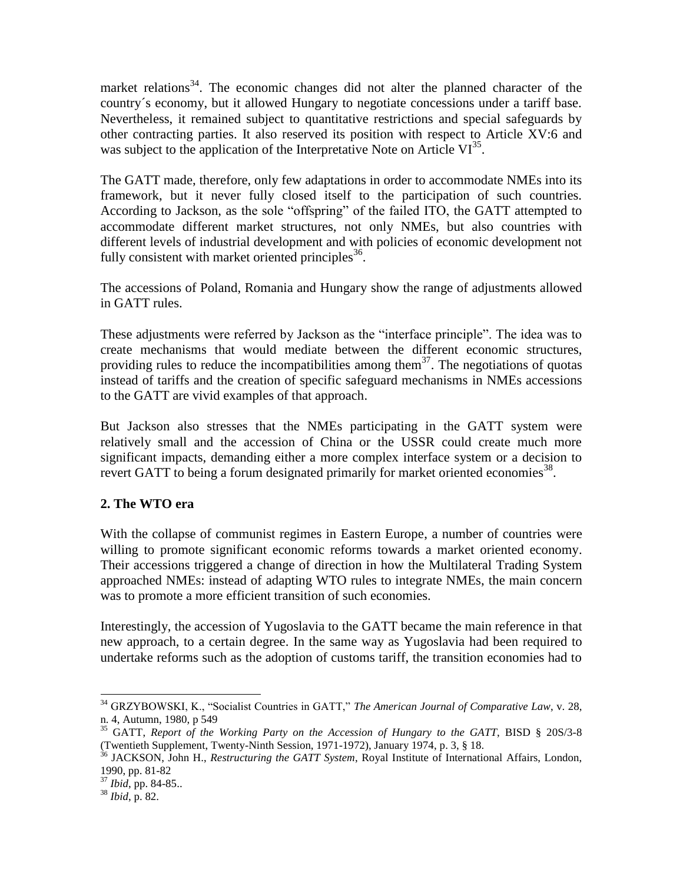market relations[34]. The economic changes did not alter the planned character of the country´s economy, but it allowed Hungary to negotiate concessions under a tariff base. Nevertheless, it remained subject to quantitative restrictions and special safeguards by other contracting parties. It also reserved its position with respect to Article XV:6 and was subject to the application of the Interpretative Note on Article VI[35].

The GATT made, therefore, only few adaptations in order to accommodate NMEs into its framework, but it never fully closed itself to the participation of such countries. According to Jackson, as the sole "offspring" of the failed ITO, the GATT attempted to accommodate different market structures, not only NMEs, but also countries with different levels of industrial development and with policies of economic development not fully consistent with market oriented principles[36].

The accessions of Poland, Romania and Hungary show the range of adjustments allowed in GATT rules.

These adjustments were referred by Jackson as the "interface principle". The idea was to create mechanisms that would mediate between the different economic structures, providing rules to reduce the incompatibilities among them[37]. The negotiations of quotas instead of tariffs and the creation of specific safeguard mechanisms in NMEs accessions to the GATT are vivid examples of that approach.

But Jackson also stresses that the NMEs participating in the GATT system were relatively small and the accession of China or the USSR could create much more significant impacts, demanding either a more complex interface system or a decision to revert GATT to being a forum designated primarily for market oriented economies[38].

## 2. The WTO era

With the collapse of communist regimes in Eastern Europe, a number of countries were willing to promote significant economic reforms towards a market oriented economy. Their accessions triggered a change of direction in how the Multilateral Trading System approached NMEs: instead of adapting WTO rules to integrate NMEs, the main concern was to promote a more efficient transition of such economies.

Interestingly, the accession of Yugoslavia to the GATT became the main reference in that new approach, to a certain degree. In the same way as Yugoslavia had been required to undertake reforms such as the adoption of customs tariff, the transition economies had to

---

[34] GRZYBOWSKI, K., "Socialist Countries in GATT," *The American Journal of Comparative Law*, v. 28, n. 4, Autumn, 1980, p 549

[35] GATT, *Report of the Working Party on the Accession of Hungary to the GATT*, BISD § 20S/3-8 (Twentieth Supplement, Twenty-Ninth Session, 1971-1972), January 1974, p. 3, § 18.

[36] JACKSON, John H., *Restructuring the GATT System*, Royal Institute of International Affairs, London, 1990, pp. 81-82

[37] *Ibid*, pp. 84-85..

[38] *Ibid*, p. 82.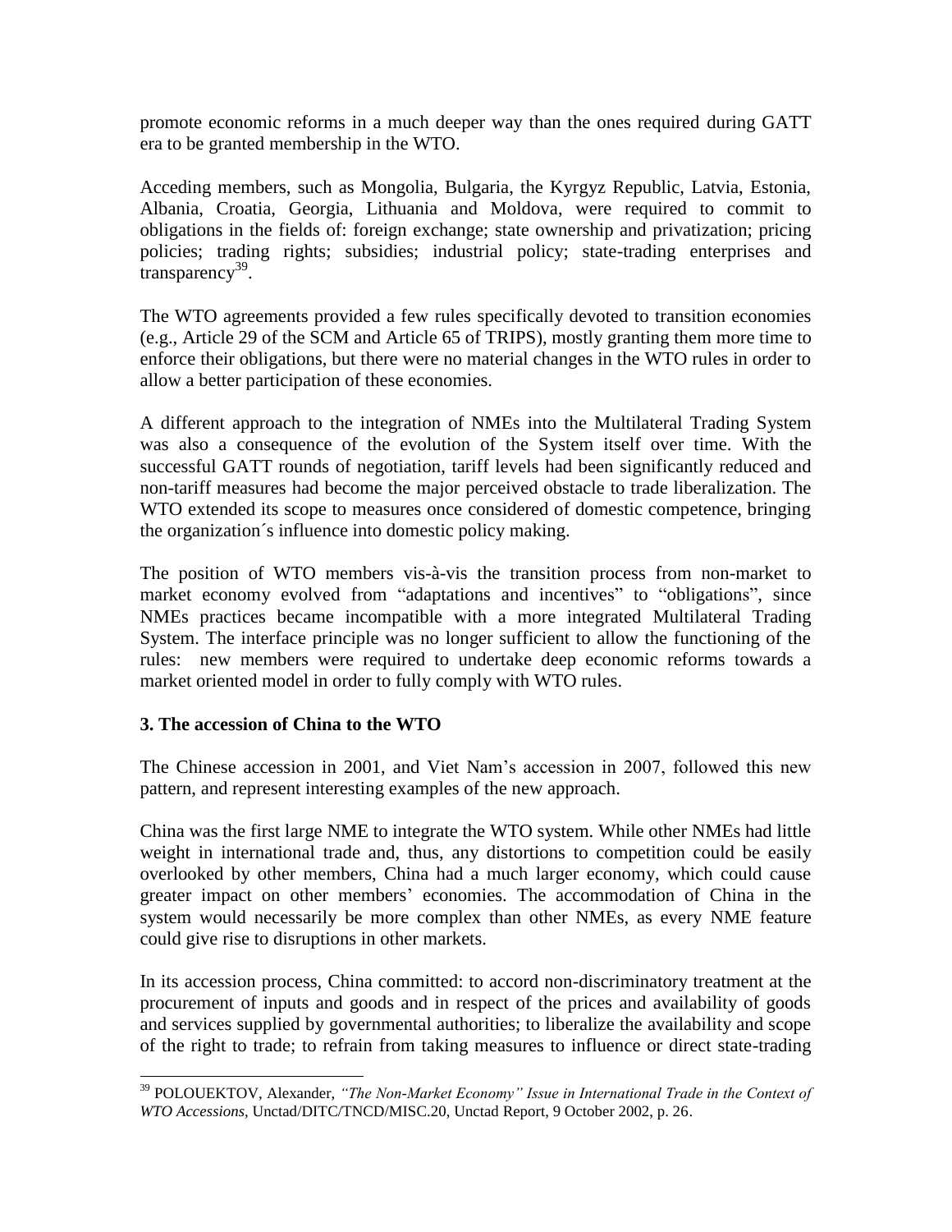promote economic reforms in a much deeper way than the ones required during GATT era to be granted membership in the WTO.

Acceding members, such as Mongolia, Bulgaria, the Kyrgyz Republic, Latvia, Estonia, Albania, Croatia, Georgia, Lithuania and Moldova, were required to commit to obligations in the fields of: foreign exchange; state ownership and privatization; pricing policies; trading rights; subsidies; industrial policy; state-trading enterprises and transparency[39].

The WTO agreements provided a few rules specifically devoted to transition economies (e.g., Article 29 of the SCM and Article 65 of TRIPS), mostly granting them more time to enforce their obligations, but there were no material changes in the WTO rules in order to allow a better participation of these economies.

A different approach to the integration of NMEs into the Multilateral Trading System was also a consequence of the evolution of the System itself over time. With the successful GATT rounds of negotiation, tariff levels had been significantly reduced and non-tariff measures had become the major perceived obstacle to trade liberalization. The WTO extended its scope to measures once considered of domestic competence, bringing the organization´s influence into domestic policy making.

The position of WTO members vis-à-vis the transition process from non-market to market economy evolved from "adaptations and incentives" to "obligations", since NMEs practices became incompatible with a more integrated Multilateral Trading System. The interface principle was no longer sufficient to allow the functioning of the rules: new members were required to undertake deep economic reforms towards a market oriented model in order to fully comply with WTO rules.

### 3. The accession of China to the WTO

The Chinese accession in 2001, and Viet Nam's accession in 2007, followed this new pattern, and represent interesting examples of the new approach.

China was the first large NME to integrate the WTO system. While other NMEs had little weight in international trade and, thus, any distortions to competition could be easily overlooked by other members, China had a much larger economy, which could cause greater impact on other members' economies. The accommodation of China in the system would necessarily be more complex than other NMEs, as every NME feature could give rise to disruptions in other markets.

In its accession process, China committed: to accord non-discriminatory treatment at the procurement of inputs and goods and in respect of the prices and availability of goods and services supplied by governmental authorities; to liberalize the availability and scope of the right to trade; to refrain from taking measures to influence or direct state-trading

---

[39] POLOUEKTOV, Alexander, *"The Non-Market Economy" Issue in International Trade in the Context of WTO Accessions*, Unctad/DITC/TNCD/MISC.20, Unctad Report, 9 October 2002, p. 26.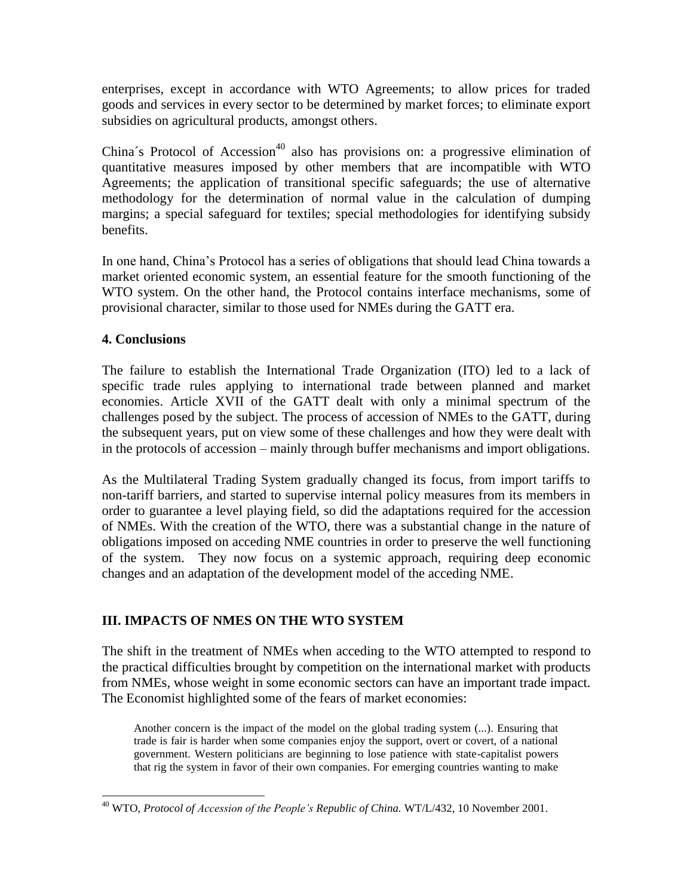enterprises, except in accordance with WTO Agreements; to allow prices for traded goods and services in every sector to be determined by market forces; to eliminate export subsidies on agricultural products, amongst others.

China´s Protocol of Accession[40] also has provisions on: a progressive elimination of quantitative measures imposed by other members that are incompatible with WTO Agreements; the application of transitional specific safeguards; the use of alternative methodology for the determination of normal value in the calculation of dumping margins; a special safeguard for textiles; special methodologies for identifying subsidy benefits.

In one hand, China's Protocol has a series of obligations that should lead China towards a market oriented economic system, an essential feature for the smooth functioning of the WTO system. On the other hand, the Protocol contains interface mechanisms, some of provisional character, similar to those used for NMEs during the GATT era.

### 4. Conclusions

The failure to establish the International Trade Organization (ITO) led to a lack of specific trade rules applying to international trade between planned and market economies. Article XVII of the GATT dealt with only a minimal spectrum of the challenges posed by the subject. The process of accession of NMEs to the GATT, during the subsequent years, put on view some of these challenges and how they were dealt with in the protocols of accession – mainly through buffer mechanisms and import obligations.

As the Multilateral Trading System gradually changed its focus, from import tariffs to non-tariff barriers, and started to supervise internal policy measures from its members in order to guarantee a level playing field, so did the adaptations required for the accession of NMEs. With the creation of the WTO, there was a substantial change in the nature of obligations imposed on acceding NME countries in order to preserve the well functioning of the system. They now focus on a systemic approach, requiring deep economic changes and an adaptation of the development model of the acceding NME.

## III. IMPACTS OF NMES ON THE WTO SYSTEM

The shift in the treatment of NMEs when acceding to the WTO attempted to respond to the practical difficulties brought by competition on the international market with products from NMEs, whose weight in some economic sectors can have an important trade impact. The Economist highlighted some of the fears of market economies:

> Another concern is the impact of the model on the global trading system (...). Ensuring that trade is fair is harder when some companies enjoy the support, overt or covert, of a national government. Western politicians are beginning to lose patience with state-capitalist powers that rig the system in favor of their own companies. For emerging countries wanting to make

---

[40] WTO, *Protocol of Accession of the People's Republic of China.* WT/L/432, 10 November 2001.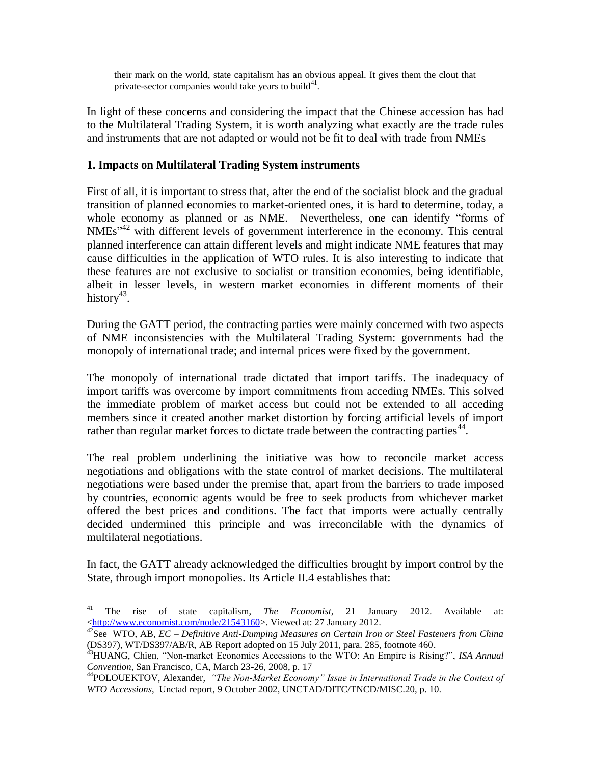> their mark on the world, state capitalism has an obvious appeal. It gives them the clout that private-sector companies would take years to build[41].

In light of these concerns and considering the impact that the Chinese accession has had to the Multilateral Trading System, it is worth analyzing what exactly are the trade rules and instruments that are not adapted or would not be fit to deal with trade from NMEs

**1. Impacts on Multilateral Trading System instruments**

First of all, it is important to stress that, after the end of the socialist block and the gradual transition of planned economies to market-oriented ones, it is hard to determine, today, a whole economy as planned or as NME. Nevertheless, one can identify "forms of NMEs"[42] with different levels of government interference in the economy. This central planned interference can attain different levels and might indicate NME features that may cause difficulties in the application of WTO rules. It is also interesting to indicate that these features are not exclusive to socialist or transition economies, being identifiable, albeit in lesser levels, in western market economies in different moments of their history[43].

During the GATT period, the contracting parties were mainly concerned with two aspects of NME inconsistencies with the Multilateral Trading System: governments had the monopoly of international trade; and internal prices were fixed by the government.

The monopoly of international trade dictated that import tariffs. The inadequacy of import tariffs was overcome by import commitments from acceding NMEs. This solved the immediate problem of market access but could not be extended to all acceding members since it created another market distortion by forcing artificial levels of import rather than regular market forces to dictate trade between the contracting parties[44].

The real problem underlining the initiative was how to reconcile market access negotiations and obligations with the state control of market decisions. The multilateral negotiations were based under the premise that, apart from the barriers to trade imposed by countries, economic agents would be free to seek products from whichever market offered the best prices and conditions. The fact that imports were actually centrally decided undermined this principle and was irreconcilable with the dynamics of multilateral negotiations.

In fact, the GATT already acknowledged the difficulties brought by import control by the State, through import monopolies. Its Article II.4 establishes that:

---

[41] The rise of state capitalism, *The Economist*, 21 January 2012. Available at: <http://www.economist.com/node/21543160>. Viewed at: 27 January 2012.

[42] See WTO, AB, *EC – Definitive Anti-Dumping Measures on Certain Iron or Steel Fasteners from China* (DS397), WT/DS397/AB/R, AB Report adopted on 15 July 2011, para. 285, footnote 460.

[43] HUANG, Chien, "Non-market Economies Accessions to the WTO: An Empire is Rising?", *ISA Annual Convention*, San Francisco, CA, March 23-26, 2008, p. 17

[44] POLOUEKTOV, Alexander, *"The Non-Market Economy" Issue in International Trade in the Context of WTO Accessions*, Unctad report, 9 October 2002, UNCTAD/DITC/TNCD/MISC.20, p. 10.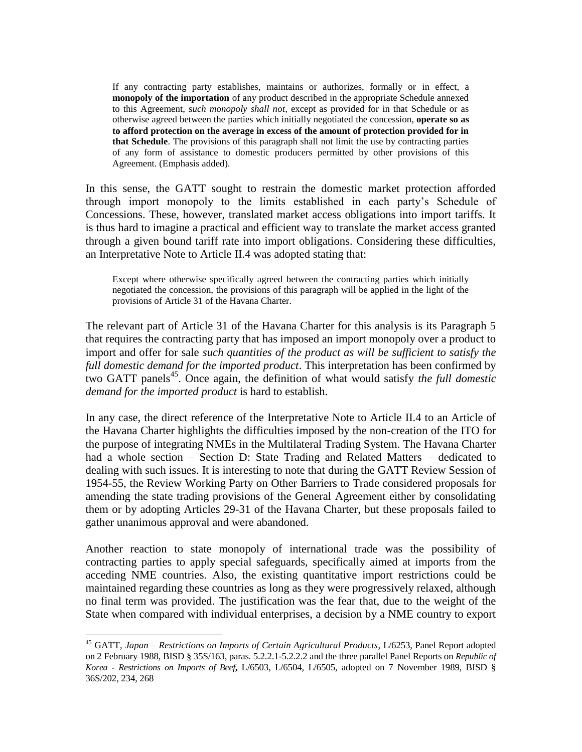> If any contracting party establishes, maintains or authorizes, formally or in effect, a **monopoly of the importation** of any product described in the appropriate Schedule annexed to this Agreement, s*uch monopoly shall not*, except as provided for in that Schedule or as otherwise agreed between the parties which initially negotiated the concession, **operate so as to afford protection on the average in excess of the amount of protection provided for in that Schedule**. The provisions of this paragraph shall not limit the use by contracting parties of any form of assistance to domestic producers permitted by other provisions of this Agreement. (Emphasis added).

In this sense, the GATT sought to restrain the domestic market protection afforded through import monopoly to the limits established in each party's Schedule of Concessions. These, however, translated market access obligations into import tariffs. It is thus hard to imagine a practical and efficient way to translate the market access granted through a given bound tariff rate into import obligations. Considering these difficulties, an Interpretative Note to Article II.4 was adopted stating that:

> Except where otherwise specifically agreed between the contracting parties which initially negotiated the concession, the provisions of this paragraph will be applied in the light of the provisions of Article 31 of the Havana Charter.

The relevant part of Article 31 of the Havana Charter for this analysis is its Paragraph 5 that requires the contracting party that has imposed an import monopoly over a product to import and offer for sale *such quantities of the product as will be sufficient to satisfy the full domestic demand for the imported product*. This interpretation has been confirmed by two GATT panels[45]. Once again, the definition of what would satisfy *the full domestic demand for the imported product* is hard to establish.

In any case, the direct reference of the Interpretative Note to Article II.4 to an Article of the Havana Charter highlights the difficulties imposed by the non-creation of the ITO for the purpose of integrating NMEs in the Multilateral Trading System. The Havana Charter had a whole section – Section D: State Trading and Related Matters – dedicated to dealing with such issues. It is interesting to note that during the GATT Review Session of 1954-55, the Review Working Party on Other Barriers to Trade considered proposals for amending the state trading provisions of the General Agreement either by consolidating them or by adopting Articles 29-31 of the Havana Charter, but these proposals failed to gather unanimous approval and were abandoned.

Another reaction to state monopoly of international trade was the possibility of contracting parties to apply special safeguards, specifically aimed at imports from the acceding NME countries. Also, the existing quantitative import restrictions could be maintained regarding these countries as long as they were progressively relaxed, although no final term was provided. The justification was the fear that, due to the weight of the State when compared with individual enterprises, a decision by a NME country to export

---

[45] GATT, *Japan – Restrictions on Imports of Certain Agricultural Products*, L/6253, Panel Report adopted on 2 February 1988, BISD § 35S/163, paras. 5.2.2.1-5.2.2.2 and the three parallel Panel Reports on *Republic of Korea - Restrictions on Imports of Beef***,** L/6503, L/6504, L/6505, adopted on 7 November 1989, BISD § 36S/202, 234, 268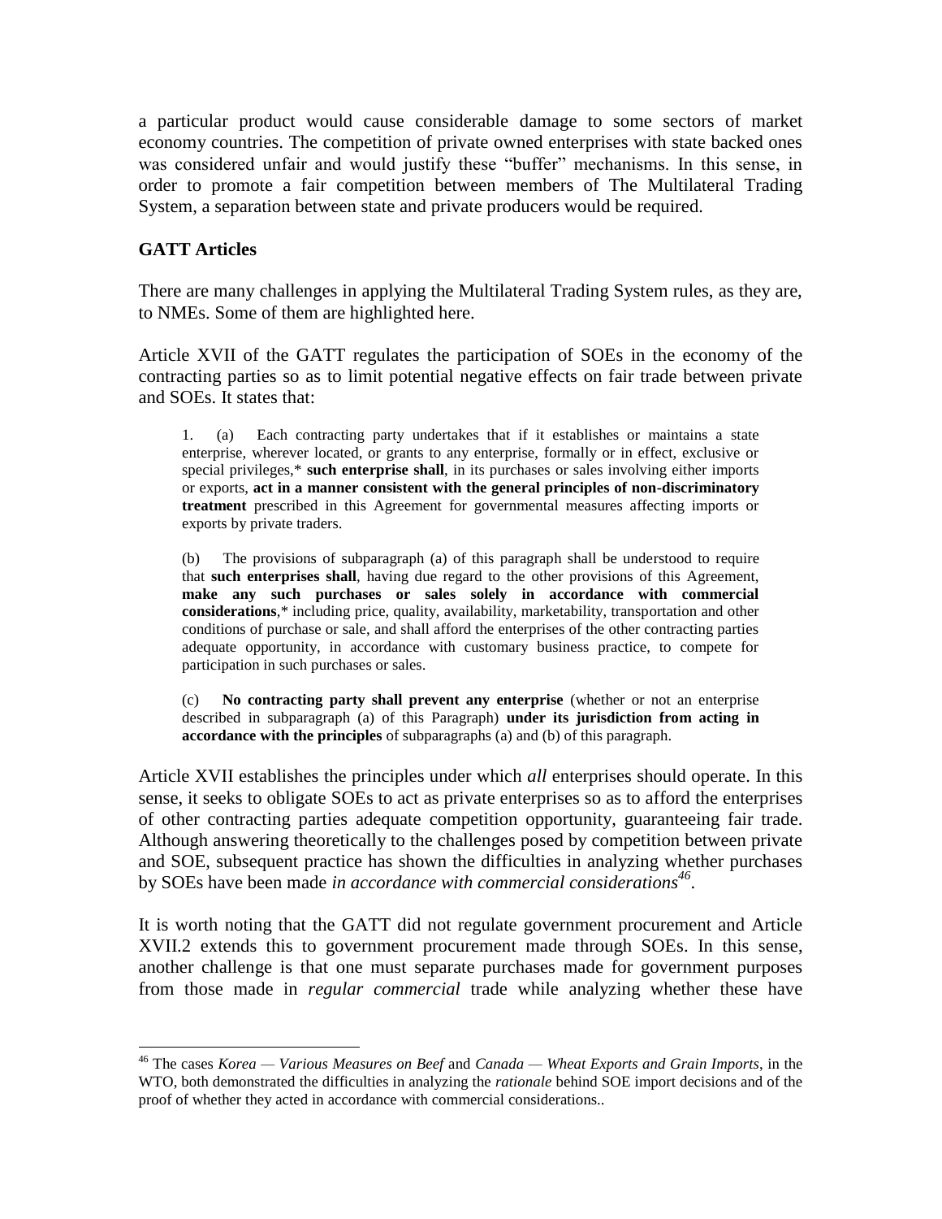a particular product would cause considerable damage to some sectors of market economy countries. The competition of private owned enterprises with state backed ones was considered unfair and would justify these "buffer" mechanisms. In this sense, in order to promote a fair competition between members of The Multilateral Trading System, a separation between state and private producers would be required.

**GATT Articles**

There are many challenges in applying the Multilateral Trading System rules, as they are, to NMEs. Some of them are highlighted here.

Article XVII of the GATT regulates the participation of SOEs in the economy of the contracting parties so as to limit potential negative effects on fair trade between private and SOEs. It states that:

> 1. (a) Each contracting party undertakes that if it establishes or maintains a state enterprise, wherever located, or grants to any enterprise, formally or in effect, exclusive or special privileges,* **such enterprise shall**, in its purchases or sales involving either imports or exports, **act in a manner consistent with the general principles of non-discriminatory treatment** prescribed in this Agreement for governmental measures affecting imports or exports by private traders.
>
> (b) The provisions of subparagraph (a) of this paragraph shall be understood to require that **such enterprises shall**, having due regard to the other provisions of this Agreement, **make any such purchases or sales solely in accordance with commercial considerations**,* including price, quality, availability, marketability, transportation and other conditions of purchase or sale, and shall afford the enterprises of the other contracting parties adequate opportunity, in accordance with customary business practice, to compete for participation in such purchases or sales.
>
> (c) **No contracting party shall prevent any enterprise** (whether or not an enterprise described in subparagraph (a) of this Paragraph) **under its jurisdiction from acting in accordance with the principles** of subparagraphs (a) and (b) of this paragraph.

Article XVII establishes the principles under which *all* enterprises should operate. In this sense, it seeks to obligate SOEs to act as private enterprises so as to afford the enterprises of other contracting parties adequate competition opportunity, guaranteeing fair trade. Although answering theoretically to the challenges posed by competition between private and SOE, subsequent practice has shown the difficulties in analyzing whether purchases by SOEs have been made *in accordance with commercial considerations*[46].

It is worth noting that the GATT did not regulate government procurement and Article XVII.2 extends this to government procurement made through SOEs. In this sense, another challenge is that one must separate purchases made for government purposes from those made in *regular commercial* trade while analyzing whether these have

---

[46] The cases *Korea — Various Measures on Beef* and *Canada — Wheat Exports and Grain Imports*, in the WTO, both demonstrated the difficulties in analyzing the *rationale* behind SOE import decisions and of the proof of whether they acted in accordance with commercial considerations..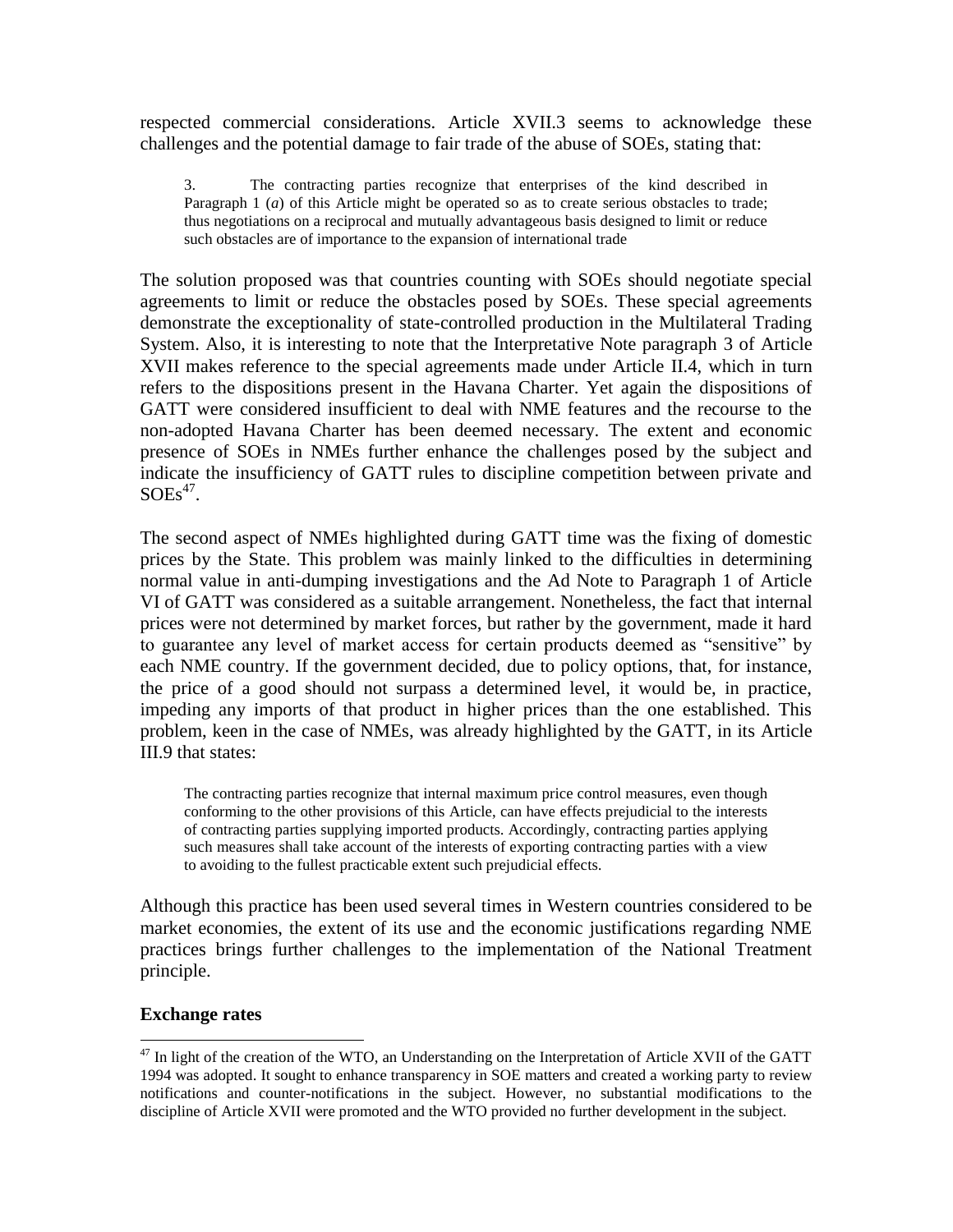respected commercial considerations. Article XVII.3 seems to acknowledge these challenges and the potential damage to fair trade of the abuse of SOEs, stating that:

> 3. The contracting parties recognize that enterprises of the kind described in Paragraph 1 (*a*) of this Article might be operated so as to create serious obstacles to trade; thus negotiations on a reciprocal and mutually advantageous basis designed to limit or reduce such obstacles are of importance to the expansion of international trade

The solution proposed was that countries counting with SOEs should negotiate special agreements to limit or reduce the obstacles posed by SOEs. These special agreements demonstrate the exceptionality of state-controlled production in the Multilateral Trading System. Also, it is interesting to note that the Interpretative Note paragraph 3 of Article XVII makes reference to the special agreements made under Article II.4, which in turn refers to the dispositions present in the Havana Charter. Yet again the dispositions of GATT were considered insufficient to deal with NME features and the recourse to the non-adopted Havana Charter has been deemed necessary. The extent and economic presence of SOEs in NMEs further enhance the challenges posed by the subject and indicate the insufficiency of GATT rules to discipline competition between private and SOEs[47].

The second aspect of NMEs highlighted during GATT time was the fixing of domestic prices by the State. This problem was mainly linked to the difficulties in determining normal value in anti-dumping investigations and the Ad Note to Paragraph 1 of Article VI of GATT was considered as a suitable arrangement. Nonetheless, the fact that internal prices were not determined by market forces, but rather by the government, made it hard to guarantee any level of market access for certain products deemed as "sensitive" by each NME country. If the government decided, due to policy options, that, for instance, the price of a good should not surpass a determined level, it would be, in practice, impeding any imports of that product in higher prices than the one established. This problem, keen in the case of NMEs, was already highlighted by the GATT, in its Article III.9 that states:

> The contracting parties recognize that internal maximum price control measures, even though conforming to the other provisions of this Article, can have effects prejudicial to the interests of contracting parties supplying imported products. Accordingly, contracting parties applying such measures shall take account of the interests of exporting contracting parties with a view to avoiding to the fullest practicable extent such prejudicial effects.

Although this practice has been used several times in Western countries considered to be market economies, the extent of its use and the economic justifications regarding NME practices brings further challenges to the implementation of the National Treatment principle.

**Exchange rates**

[47] In light of the creation of the WTO, an Understanding on the Interpretation of Article XVII of the GATT 1994 was adopted. It sought to enhance transparency in SOE matters and created a working party to review notifications and counter-notifications in the subject. However, no substantial modifications to the discipline of Article XVII were promoted and the WTO provided no further development in the subject.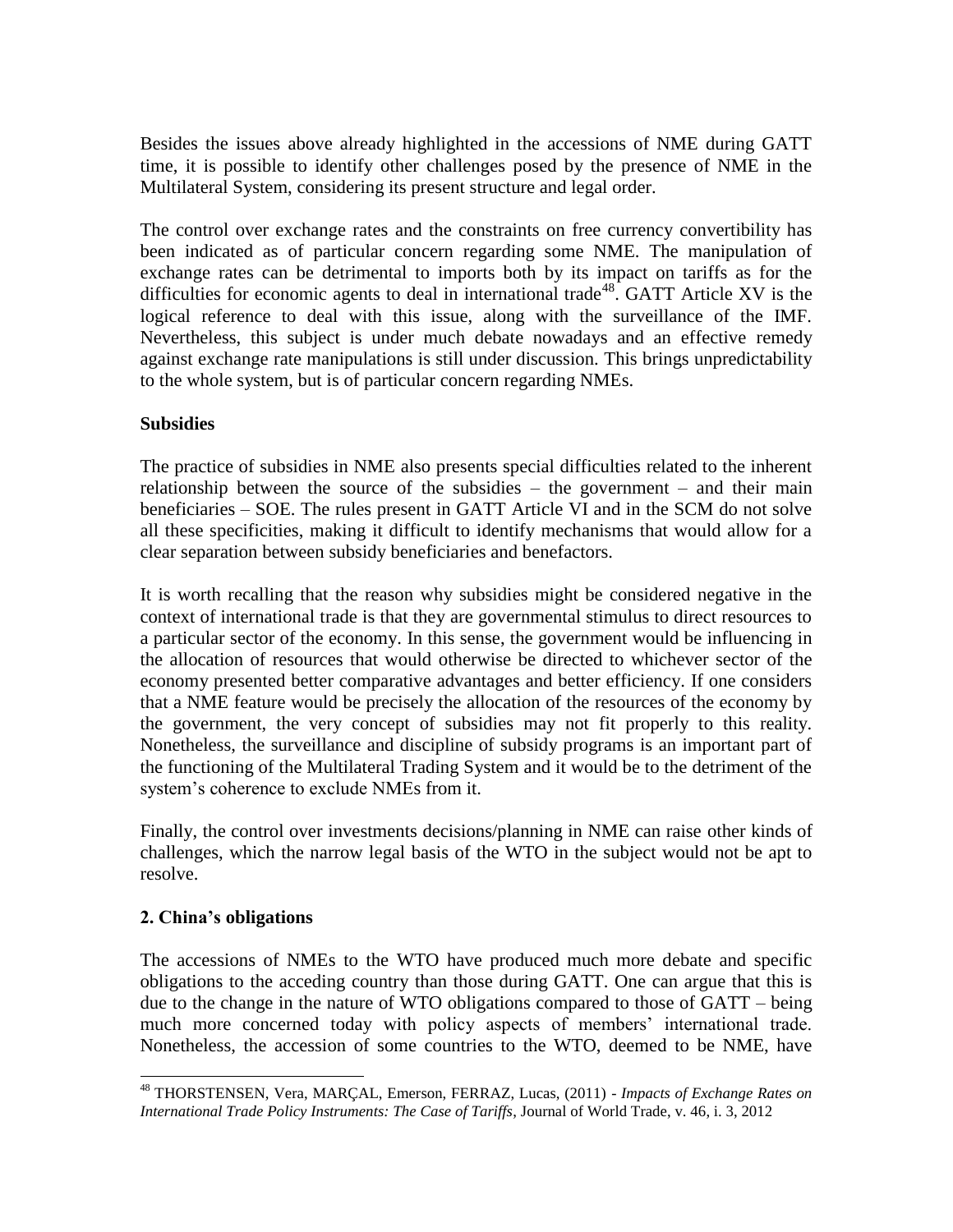Besides the issues above already highlighted in the accessions of NME during GATT time, it is possible to identify other challenges posed by the presence of NME in the Multilateral System, considering its present structure and legal order.

The control over exchange rates and the constraints on free currency convertibility has been indicated as of particular concern regarding some NME. The manipulation of exchange rates can be detrimental to imports both by its impact on tariffs as for the difficulties for economic agents to deal in international trade[48]. GATT Article XV is the logical reference to deal with this issue, along with the surveillance of the IMF. Nevertheless, this subject is under much debate nowadays and an effective remedy against exchange rate manipulations is still under discussion. This brings unpredictability to the whole system, but is of particular concern regarding NMEs.

**Subsidies**

The practice of subsidies in NME also presents special difficulties related to the inherent relationship between the source of the subsidies – the government – and their main beneficiaries – SOE. The rules present in GATT Article VI and in the SCM do not solve all these specificities, making it difficult to identify mechanisms that would allow for a clear separation between subsidy beneficiaries and benefactors.

It is worth recalling that the reason why subsidies might be considered negative in the context of international trade is that they are governmental stimulus to direct resources to a particular sector of the economy. In this sense, the government would be influencing in the allocation of resources that would otherwise be directed to whichever sector of the economy presented better comparative advantages and better efficiency. If one considers that a NME feature would be precisely the allocation of the resources of the economy by the government, the very concept of subsidies may not fit properly to this reality. Nonetheless, the surveillance and discipline of subsidy programs is an important part of the functioning of the Multilateral Trading System and it would be to the detriment of the system's coherence to exclude NMEs from it.

Finally, the control over investments decisions/planning in NME can raise other kinds of challenges, which the narrow legal basis of the WTO in the subject would not be apt to resolve.

## 2. China's obligations

The accessions of NMEs to the WTO have produced much more debate and specific obligations to the acceding country than those during GATT. One can argue that this is due to the change in the nature of WTO obligations compared to those of GATT – being much more concerned today with policy aspects of members' international trade. Nonetheless, the accession of some countries to the WTO, deemed to be NME, have

---

[48] THORSTENSEN, Vera, MARÇAL, Emerson, FERRAZ, Lucas, (2011) - *Impacts of Exchange Rates on International Trade Policy Instruments: The Case of Tariffs*, Journal of World Trade, v. 46, i. 3, 2012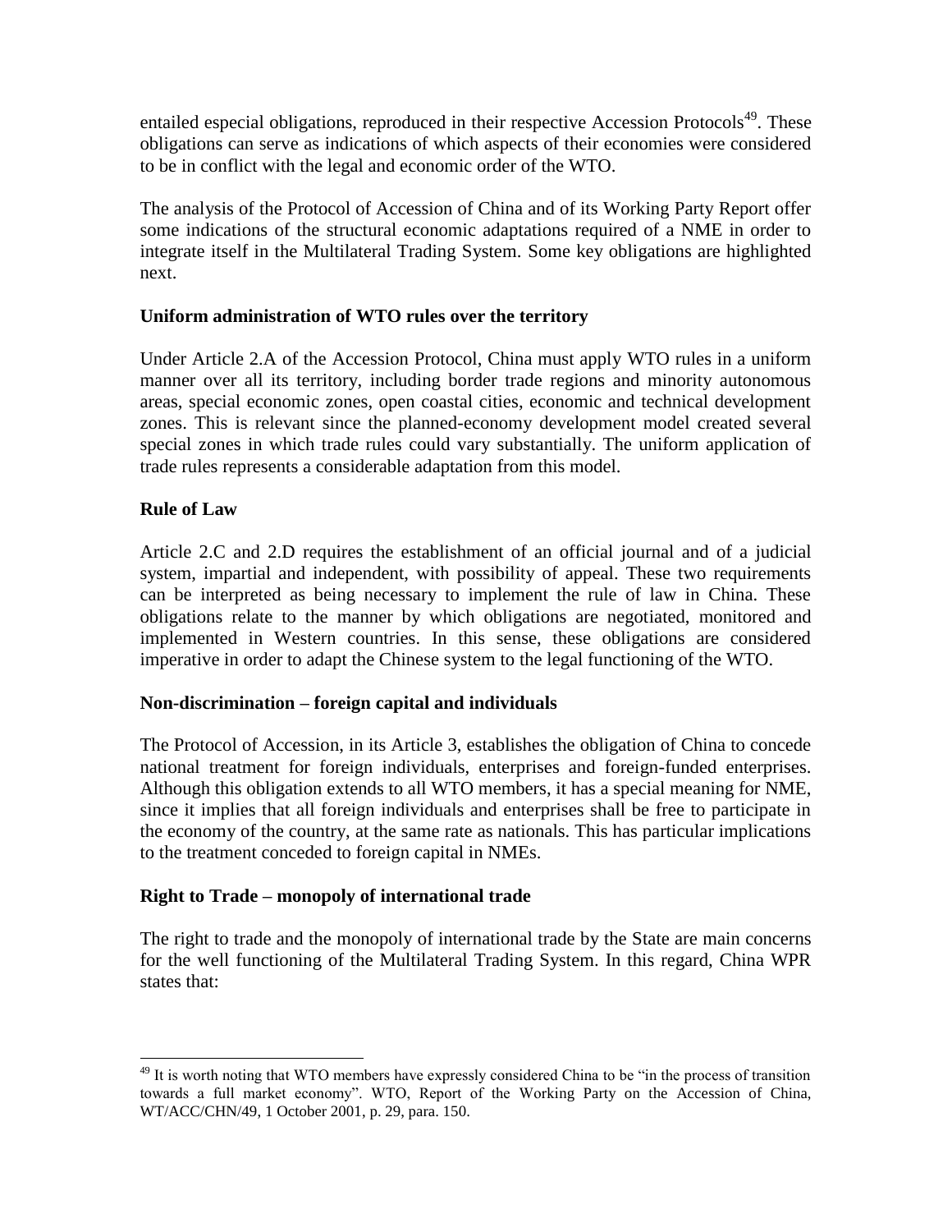entailed especial obligations, reproduced in their respective Accession Protocols[49]. These obligations can serve as indications of which aspects of their economies were considered to be in conflict with the legal and economic order of the WTO.

The analysis of the Protocol of Accession of China and of its Working Party Report offer some indications of the structural economic adaptations required of a NME in order to integrate itself in the Multilateral Trading System. Some key obligations are highlighted next.

**Uniform administration of WTO rules over the territory**

Under Article 2.A of the Accession Protocol, China must apply WTO rules in a uniform manner over all its territory, including border trade regions and minority autonomous areas, special economic zones, open coastal cities, economic and technical development zones. This is relevant since the planned-economy development model created several special zones in which trade rules could vary substantially. The uniform application of trade rules represents a considerable adaptation from this model.

**Rule of Law**

Article 2.C and 2.D requires the establishment of an official journal and of a judicial system, impartial and independent, with possibility of appeal. These two requirements can be interpreted as being necessary to implement the rule of law in China. These obligations relate to the manner by which obligations are negotiated, monitored and implemented in Western countries. In this sense, these obligations are considered imperative in order to adapt the Chinese system to the legal functioning of the WTO.

**Non-discrimination – foreign capital and individuals**

The Protocol of Accession, in its Article 3, establishes the obligation of China to concede national treatment for foreign individuals, enterprises and foreign-funded enterprises. Although this obligation extends to all WTO members, it has a special meaning for NME, since it implies that all foreign individuals and enterprises shall be free to participate in the economy of the country, at the same rate as nationals. This has particular implications to the treatment conceded to foreign capital in NMEs.

**Right to Trade – monopoly of international trade**

The right to trade and the monopoly of international trade by the State are main concerns for the well functioning of the Multilateral Trading System. In this regard, China WPR states that:

---

[49] It is worth noting that WTO members have expressly considered China to be "in the process of transition towards a full market economy". WTO, Report of the Working Party on the Accession of China, WT/ACC/CHN/49, 1 October 2001, p. 29, para. 150.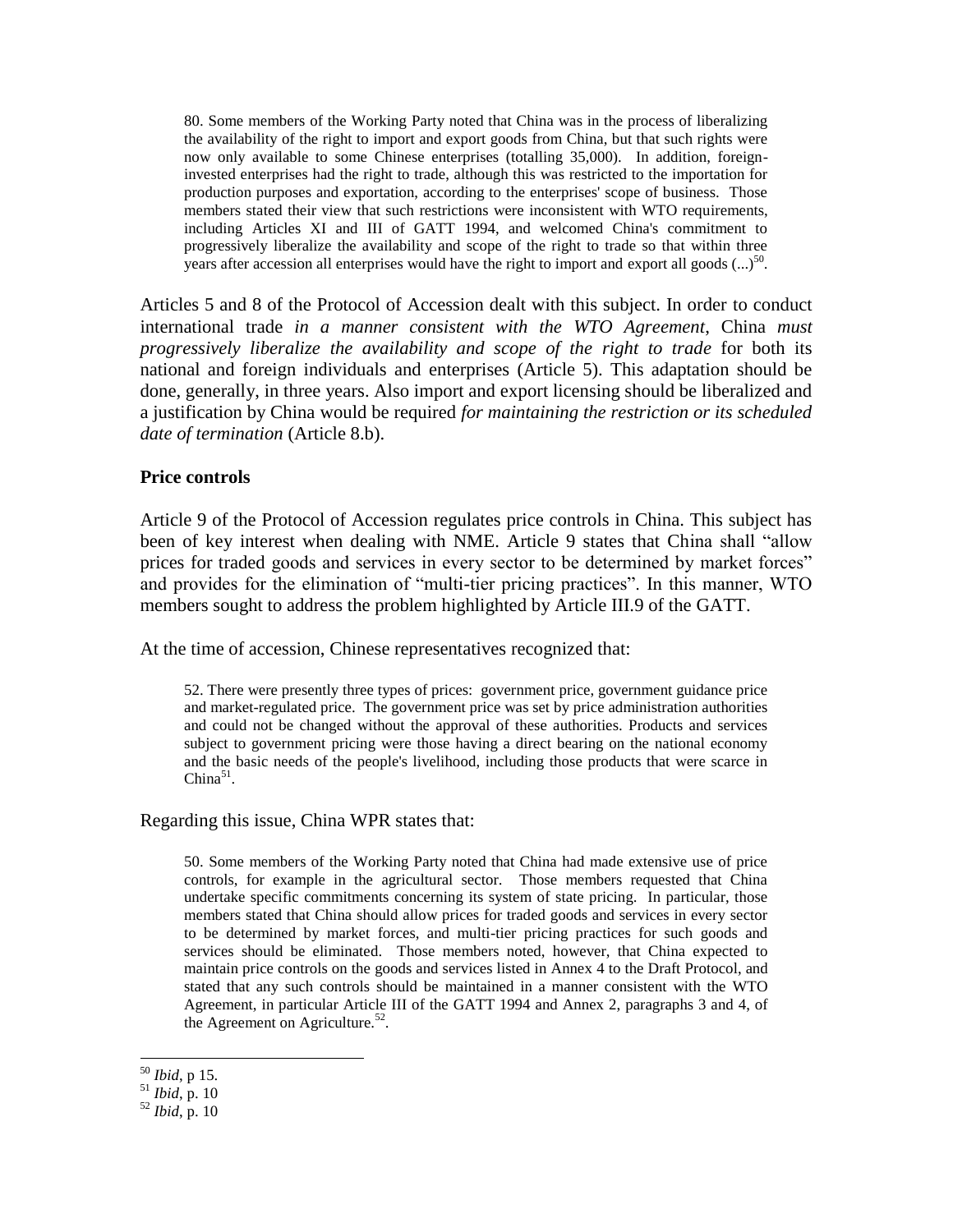> 80. Some members of the Working Party noted that China was in the process of liberalizing the availability of the right to import and export goods from China, but that such rights were now only available to some Chinese enterprises (totalling 35,000). In addition, foreign-invested enterprises had the right to trade, although this was restricted to the importation for production purposes and exportation, according to the enterprises' scope of business. Those members stated their view that such restrictions were inconsistent with WTO requirements, including Articles XI and III of GATT 1994, and welcomed China's commitment to progressively liberalize the availability and scope of the right to trade so that within three years after accession all enterprises would have the right to import and export all goods (...)[50].

Articles 5 and 8 of the Protocol of Accession dealt with this subject. In order to conduct international trade *in a manner consistent with the WTO Agreement*, China *must progressively liberalize the availability and scope of the right to trade* for both its national and foreign individuals and enterprises (Article 5). This adaptation should be done, generally, in three years. Also import and export licensing should be liberalized and a justification by China would be required *for maintaining the restriction or its scheduled date of termination* (Article 8.b).

### Price controls

Article 9 of the Protocol of Accession regulates price controls in China. This subject has been of key interest when dealing with NME. Article 9 states that China shall "allow prices for traded goods and services in every sector to be determined by market forces" and provides for the elimination of "multi-tier pricing practices". In this manner, WTO members sought to address the problem highlighted by Article III.9 of the GATT.

At the time of accession, Chinese representatives recognized that:

> 52. There were presently three types of prices: government price, government guidance price and market-regulated price. The government price was set by price administration authorities and could not be changed without the approval of these authorities. Products and services subject to government pricing were those having a direct bearing on the national economy and the basic needs of the people's livelihood, including those products that were scarce in China[51].

Regarding this issue, China WPR states that:

> 50. Some members of the Working Party noted that China had made extensive use of price controls, for example in the agricultural sector. Those members requested that China undertake specific commitments concerning its system of state pricing. In particular, those members stated that China should allow prices for traded goods and services in every sector to be determined by market forces, and multi-tier pricing practices for such goods and services should be eliminated. Those members noted, however, that China expected to maintain price controls on the goods and services listed in Annex 4 to the Draft Protocol, and stated that any such controls should be maintained in a manner consistent with the WTO Agreement, in particular Article III of the GATT 1994 and Annex 2, paragraphs 3 and 4, of the Agreement on Agriculture.[52].

---

[50] *Ibid*, p 15.

[51] *Ibid*, p. 10

[52] *Ibid*, p. 10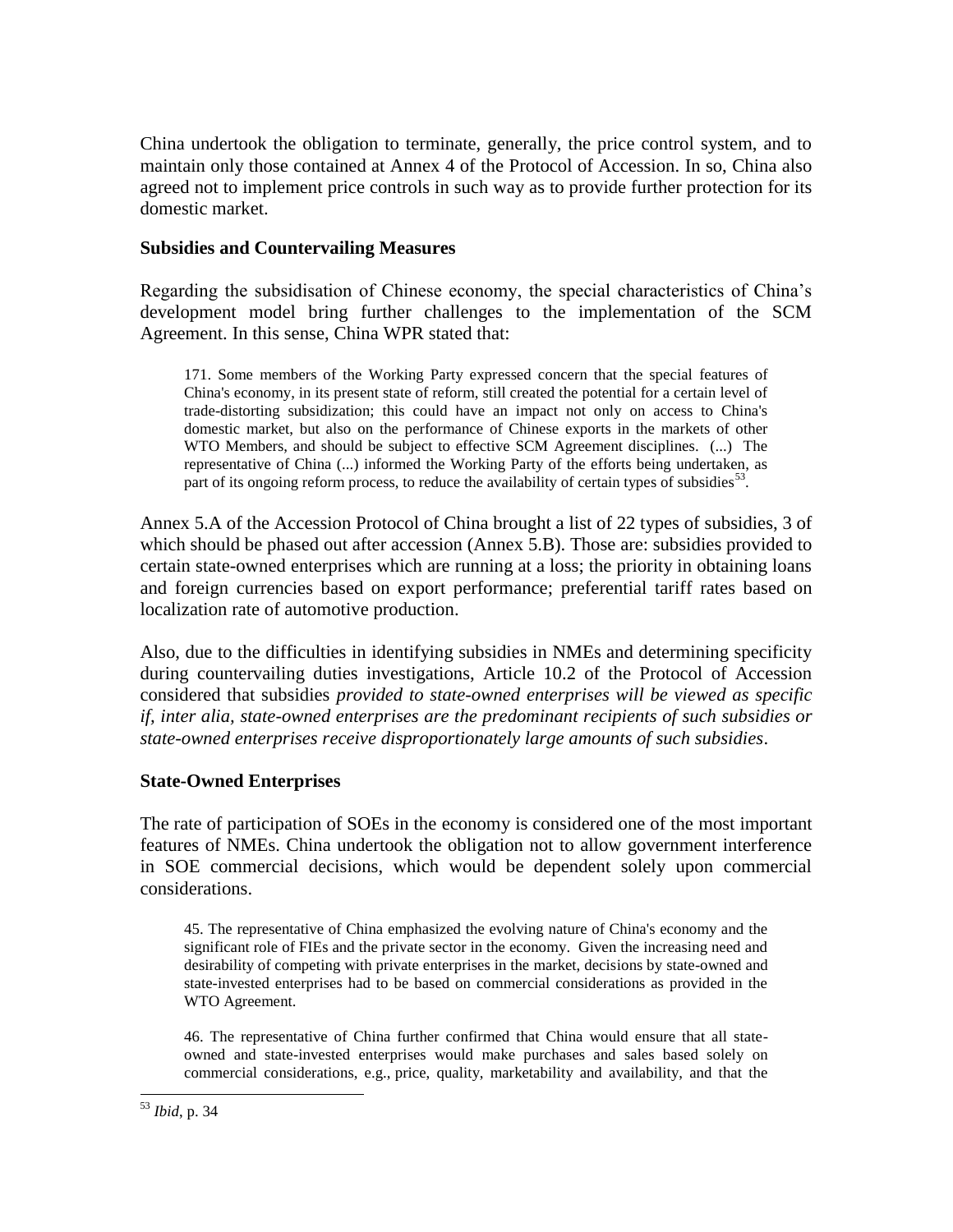China undertook the obligation to terminate, generally, the price control system, and to maintain only those contained at Annex 4 of the Protocol of Accession. In so, China also agreed not to implement price controls in such way as to provide further protection for its domestic market.

**Subsidies and Countervailing Measures**

Regarding the subsidisation of Chinese economy, the special characteristics of China's development model bring further challenges to the implementation of the SCM Agreement. In this sense, China WPR stated that:

> 171. Some members of the Working Party expressed concern that the special features of China's economy, in its present state of reform, still created the potential for a certain level of trade-distorting subsidization; this could have an impact not only on access to China's domestic market, but also on the performance of Chinese exports in the markets of other WTO Members, and should be subject to effective SCM Agreement disciplines. (...) The representative of China (...) informed the Working Party of the efforts being undertaken, as part of its ongoing reform process, to reduce the availability of certain types of subsidies[53].

Annex 5.A of the Accession Protocol of China brought a list of 22 types of subsidies, 3 of which should be phased out after accession (Annex 5.B). Those are: subsidies provided to certain state-owned enterprises which are running at a loss; the priority in obtaining loans and foreign currencies based on export performance; preferential tariff rates based on localization rate of automotive production.

Also, due to the difficulties in identifying subsidies in NMEs and determining specificity during countervailing duties investigations, Article 10.2 of the Protocol of Accession considered that subsidies *provided to state-owned enterprises will be viewed as specific if, inter alia, state-owned enterprises are the predominant recipients of such subsidies or state-owned enterprises receive disproportionately large amounts of such subsidies*.

**State-Owned Enterprises**

The rate of participation of SOEs in the economy is considered one of the most important features of NMEs. China undertook the obligation not to allow government interference in SOE commercial decisions, which would be dependent solely upon commercial considerations.

> 45. The representative of China emphasized the evolving nature of China's economy and the significant role of FIEs and the private sector in the economy. Given the increasing need and desirability of competing with private enterprises in the market, decisions by state-owned and state-invested enterprises had to be based on commercial considerations as provided in the WTO Agreement.
>
> 46. The representative of China further confirmed that China would ensure that all state-owned and state-invested enterprises would make purchases and sales based solely on commercial considerations, e.g., price, quality, marketability and availability, and that the

[53] *Ibid*, p. 34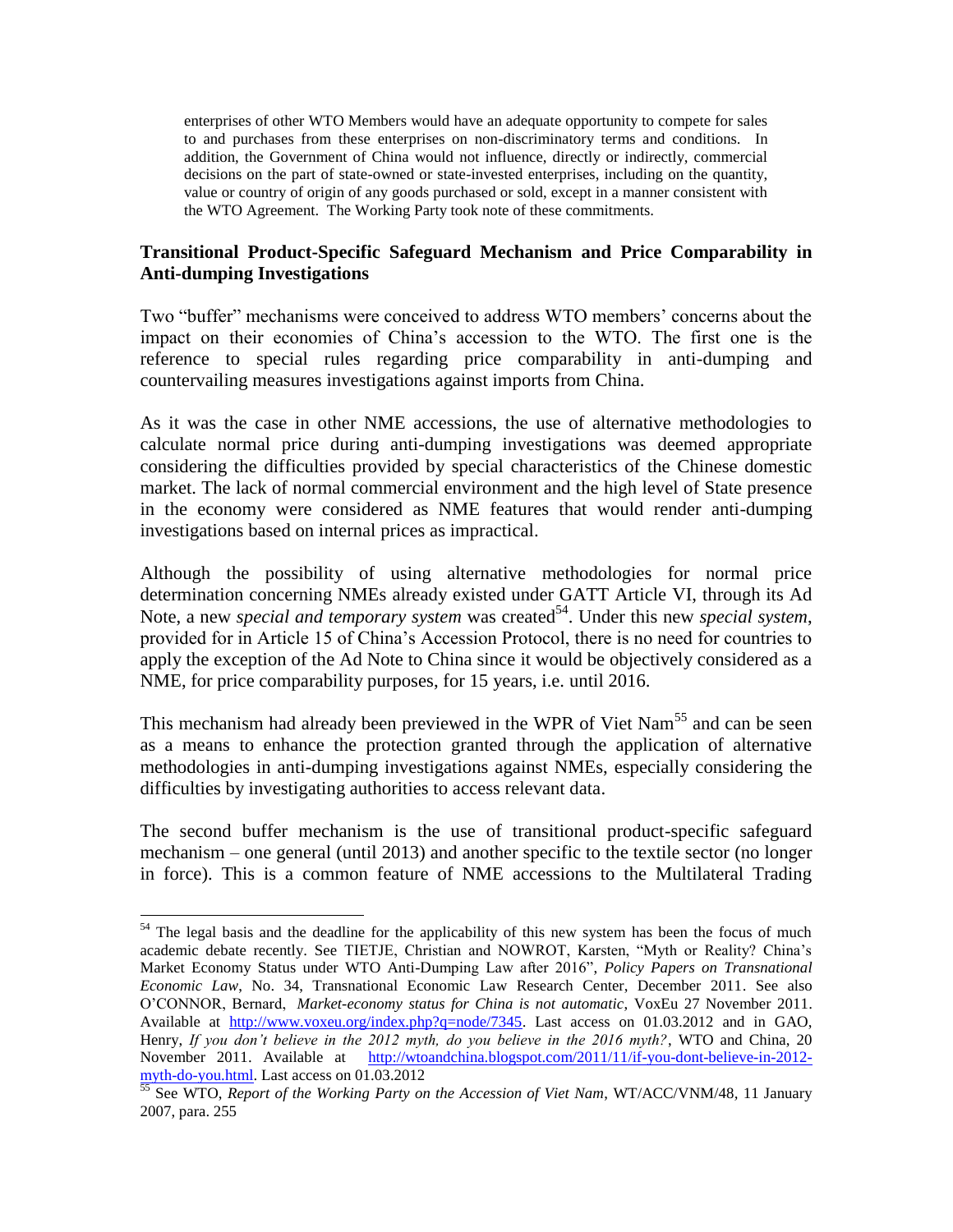> enterprises of other WTO Members would have an adequate opportunity to compete for sales to and purchases from these enterprises on non-discriminatory terms and conditions. In addition, the Government of China would not influence, directly or indirectly, commercial decisions on the part of state-owned or state-invested enterprises, including on the quantity, value or country of origin of any goods purchased or sold, except in a manner consistent with the WTO Agreement. The Working Party took note of these commitments.

## Transitional Product-Specific Safeguard Mechanism and Price Comparability in Anti-dumping Investigations

Two "buffer" mechanisms were conceived to address WTO members' concerns about the impact on their economies of China's accession to the WTO. The first one is the reference to special rules regarding price comparability in anti-dumping and countervailing measures investigations against imports from China.

As it was the case in other NME accessions, the use of alternative methodologies to calculate normal price during anti-dumping investigations was deemed appropriate considering the difficulties provided by special characteristics of the Chinese domestic market. The lack of normal commercial environment and the high level of State presence in the economy were considered as NME features that would render anti-dumping investigations based on internal prices as impractical.

Although the possibility of using alternative methodologies for normal price determination concerning NMEs already existed under GATT Article VI, through its Ad Note, a new *special and temporary system* was created[54]. Under this new *special system*, provided for in Article 15 of China's Accession Protocol, there is no need for countries to apply the exception of the Ad Note to China since it would be objectively considered as a NME, for price comparability purposes, for 15 years, i.e. until 2016.

This mechanism had already been previewed in the WPR of Viet Nam[55] and can be seen as a means to enhance the protection granted through the application of alternative methodologies in anti-dumping investigations against NMEs, especially considering the difficulties by investigating authorities to access relevant data.

The second buffer mechanism is the use of transitional product-specific safeguard mechanism – one general (until 2013) and another specific to the textile sector (no longer in force). This is a common feature of NME accessions to the Multilateral Trading

---

[54] The legal basis and the deadline for the applicability of this new system has been the focus of much academic debate recently. See TIETJE, Christian and NOWROT, Karsten, "Myth or Reality? China's Market Economy Status under WTO Anti-Dumping Law after 2016", *Policy Papers on Transnational Economic Law*, No. 34, Transnational Economic Law Research Center, December 2011. See also O'CONNOR, Bernard, *Market-economy status for China is not automatic*, VoxEu 27 November 2011. Available at http://www.voxeu.org/index.php?q=node/7345. Last access on 01.03.2012 and in GAO, Henry, *If you don't believe in the 2012 myth, do you believe in the 2016 myth?*, WTO and China, 20 November 2011. Available at http://wtoandchina.blogspot.com/2011/11/if-you-dont-believe-in-2012-myth-do-you.html. Last access on 01.03.2012

[55] See WTO, *Report of the Working Party on the Accession of Viet Nam*, WT/ACC/VNM/48, 11 January 2007, para. 255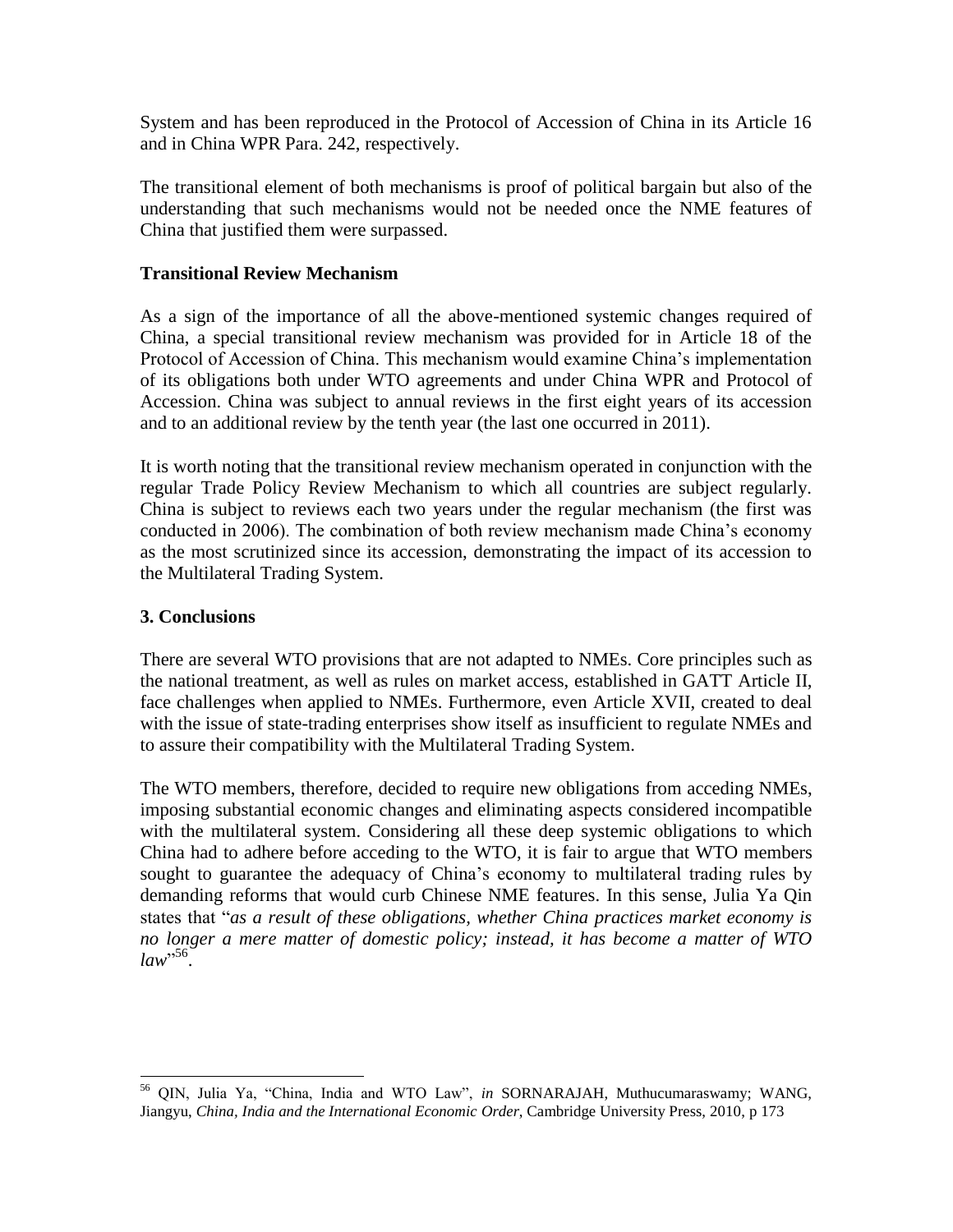System and has been reproduced in the Protocol of Accession of China in its Article 16 and in China WPR Para. 242, respectively.

The transitional element of both mechanisms is proof of political bargain but also of the understanding that such mechanisms would not be needed once the NME features of China that justified them were surpassed.

**Transitional Review Mechanism**

As a sign of the importance of all the above-mentioned systemic changes required of China, a special transitional review mechanism was provided for in Article 18 of the Protocol of Accession of China. This mechanism would examine China's implementation of its obligations both under WTO agreements and under China WPR and Protocol of Accession. China was subject to annual reviews in the first eight years of its accession and to an additional review by the tenth year (the last one occurred in 2011).

It is worth noting that the transitional review mechanism operated in conjunction with the regular Trade Policy Review Mechanism to which all countries are subject regularly. China is subject to reviews each two years under the regular mechanism (the first was conducted in 2006). The combination of both review mechanism made China's economy as the most scrutinized since its accession, demonstrating the impact of its accession to the Multilateral Trading System.

## 3. Conclusions

There are several WTO provisions that are not adapted to NMEs. Core principles such as the national treatment, as well as rules on market access, established in GATT Article II, face challenges when applied to NMEs. Furthermore, even Article XVII, created to deal with the issue of state-trading enterprises show itself as insufficient to regulate NMEs and to assure their compatibility with the Multilateral Trading System.

The WTO members, therefore, decided to require new obligations from acceding NMEs, imposing substantial economic changes and eliminating aspects considered incompatible with the multilateral system. Considering all these deep systemic obligations to which China had to adhere before acceding to the WTO, it is fair to argue that WTO members sought to guarantee the adequacy of China's economy to multilateral trading rules by demanding reforms that would curb Chinese NME features. In this sense, Julia Ya Qin states that "*as a result of these obligations, whether China practices market economy is no longer a mere matter of domestic policy; instead, it has become a matter of WTO law*"[56].

---

[56] QIN, Julia Ya, "China, India and WTO Law", *in* SORNARAJAH, Muthucumaraswamy; WANG, Jiangyu, *China, India and the International Economic Order*, Cambridge University Press, 2010, p 173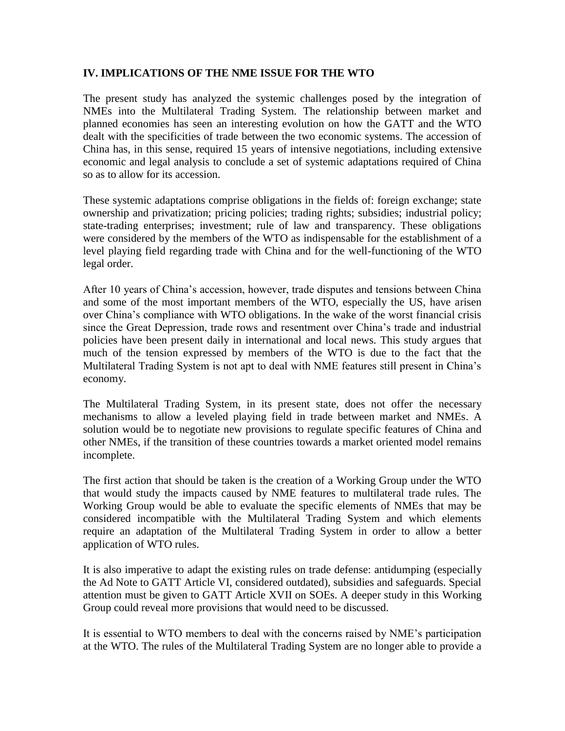## IV. IMPLICATIONS OF THE NME ISSUE FOR THE WTO

The present study has analyzed the systemic challenges posed by the integration of NMEs into the Multilateral Trading System. The relationship between market and planned economies has seen an interesting evolution on how the GATT and the WTO dealt with the specificities of trade between the two economic systems. The accession of China has, in this sense, required 15 years of intensive negotiations, including extensive economic and legal analysis to conclude a set of systemic adaptations required of China so as to allow for its accession.

These systemic adaptations comprise obligations in the fields of: foreign exchange; state ownership and privatization; pricing policies; trading rights; subsidies; industrial policy; state-trading enterprises; investment; rule of law and transparency. These obligations were considered by the members of the WTO as indispensable for the establishment of a level playing field regarding trade with China and for the well-functioning of the WTO legal order.

After 10 years of China's accession, however, trade disputes and tensions between China and some of the most important members of the WTO, especially the US, have arisen over China's compliance with WTO obligations. In the wake of the worst financial crisis since the Great Depression, trade rows and resentment over China's trade and industrial policies have been present daily in international and local news. This study argues that much of the tension expressed by members of the WTO is due to the fact that the Multilateral Trading System is not apt to deal with NME features still present in China's economy.

The Multilateral Trading System, in its present state, does not offer the necessary mechanisms to allow a leveled playing field in trade between market and NMEs. A solution would be to negotiate new provisions to regulate specific features of China and other NMEs, if the transition of these countries towards a market oriented model remains incomplete.

The first action that should be taken is the creation of a Working Group under the WTO that would study the impacts caused by NME features to multilateral trade rules. The Working Group would be able to evaluate the specific elements of NMEs that may be considered incompatible with the Multilateral Trading System and which elements require an adaptation of the Multilateral Trading System in order to allow a better application of WTO rules.

It is also imperative to adapt the existing rules on trade defense: antidumping (especially the Ad Note to GATT Article VI, considered outdated), subsidies and safeguards. Special attention must be given to GATT Article XVII on SOEs. A deeper study in this Working Group could reveal more provisions that would need to be discussed.

It is essential to WTO members to deal with the concerns raised by NME's participation at the WTO. The rules of the Multilateral Trading System are no longer able to provide a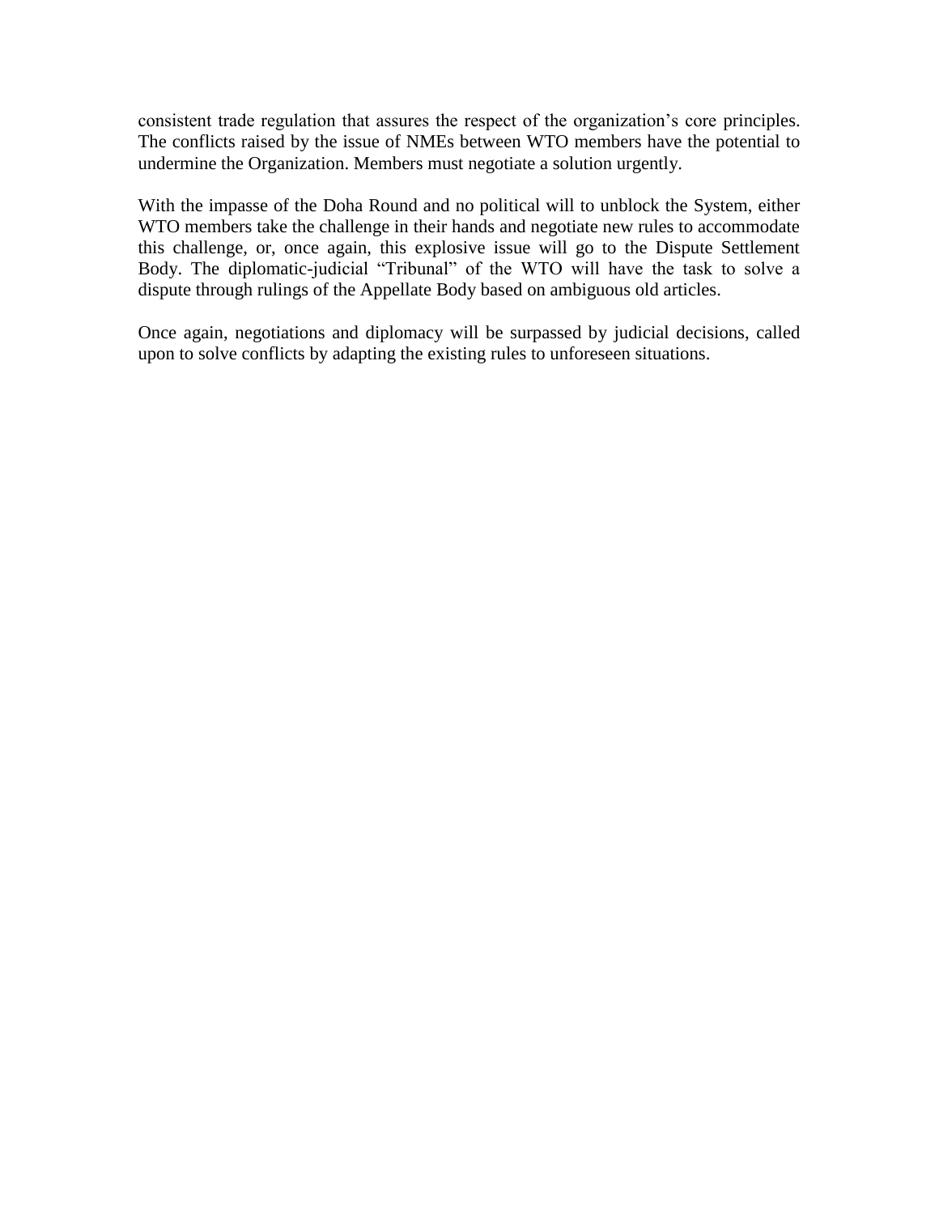consistent trade regulation that assures the respect of the organization's core principles. The conflicts raised by the issue of NMEs between WTO members have the potential to undermine the Organization. Members must negotiate a solution urgently.

With the impasse of the Doha Round and no political will to unblock the System, either WTO members take the challenge in their hands and negotiate new rules to accommodate this challenge, or, once again, this explosive issue will go to the Dispute Settlement Body. The diplomatic-judicial "Tribunal" of the WTO will have the task to solve a dispute through rulings of the Appellate Body based on ambiguous old articles.

Once again, negotiations and diplomacy will be surpassed by judicial decisions, called upon to solve conflicts by adapting the existing rules to unforeseen situations.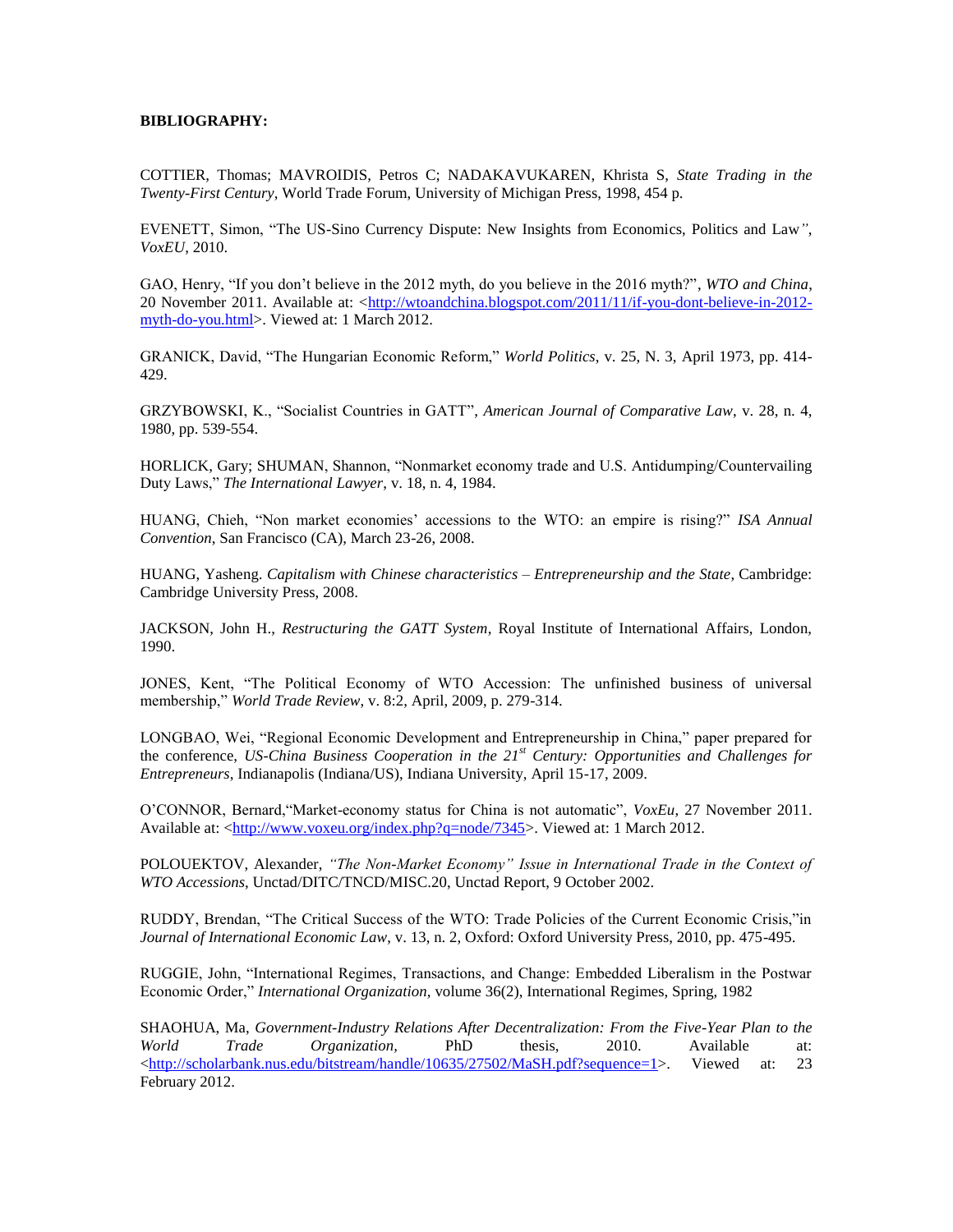**BIBLIOGRAPHY:**

COTTIER, Thomas; MAVROIDIS, Petros C; NADAKAVUKAREN, Khrista S, *State Trading in the Twenty-First Century*, World Trade Forum, University of Michigan Press, 1998, 454 p.

EVENETT, Simon, "The US-Sino Currency Dispute: New Insights from Economics, Politics and Law*"*, *VoxEU*, 2010.

GAO, Henry, "If you don't believe in the 2012 myth, do you believe in the 2016 myth?", *WTO and China*, 20 November 2011. Available at: <http://wtoandchina.blogspot.com/2011/11/if-you-dont-believe-in-2012-myth-do-you.html>. Viewed at: 1 March 2012.

GRANICK, David, "The Hungarian Economic Reform," *World Politics*, v. 25, N. 3, April 1973, pp. 414-429.

GRZYBOWSKI, K., "Socialist Countries in GATT", *American Journal of Comparative Law*, v. 28, n. 4, 1980, pp. 539-554.

HORLICK, Gary; SHUMAN, Shannon, "Nonmarket economy trade and U.S. Antidumping/Countervailing Duty Laws," *The International Lawyer*, v. 18, n. 4, 1984.

HUANG, Chieh, "Non market economies' accessions to the WTO: an empire is rising?" *ISA Annual Convention*, San Francisco (CA), March 23-26, 2008.

HUANG, Yasheng. *Capitalism with Chinese characteristics – Entrepreneurship and the State*, Cambridge: Cambridge University Press, 2008.

JACKSON, John H., *Restructuring the GATT System*, Royal Institute of International Affairs, London, 1990.

JONES, Kent, "The Political Economy of WTO Accession: The unfinished business of universal membership," *World Trade Review*, v. 8:2, April, 2009, p. 279-314.

LONGBAO, Wei, "Regional Economic Development and Entrepreneurship in China," paper prepared for the conference, *US-China Business Cooperation in the 21st Century: Opportunities and Challenges for Entrepreneurs*, Indianapolis (Indiana/US), Indiana University, April 15-17, 2009.

O'CONNOR, Bernard,"Market-economy status for China is not automatic", *VoxEu*, 27 November 2011. Available at: <http://www.voxeu.org/index.php?q=node/7345>. Viewed at: 1 March 2012.

POLOUEKTOV, Alexander, *"The Non-Market Economy" Issue in International Trade in the Context of WTO Accessions*, Unctad/DITC/TNCD/MISC.20, Unctad Report, 9 October 2002.

RUDDY, Brendan, "The Critical Success of the WTO: Trade Policies of the Current Economic Crisis,"in *Journal of International Economic Law*, v. 13, n. 2, Oxford: Oxford University Press, 2010, pp. 475-495.

RUGGIE, John, "International Regimes, Transactions, and Change: Embedded Liberalism in the Postwar Economic Order," *International Organization,* volume 36(2), International Regimes, Spring, 1982

SHAOHUA, Ma, *Government-Industry Relations After Decentralization: From the Five-Year Plan to the World Trade Organization*, PhD thesis, 2010. Available at: <http://scholarbank.nus.edu/bitstream/handle/10635/27502/MaSH.pdf?sequence=1>. Viewed at: 23 February 2012.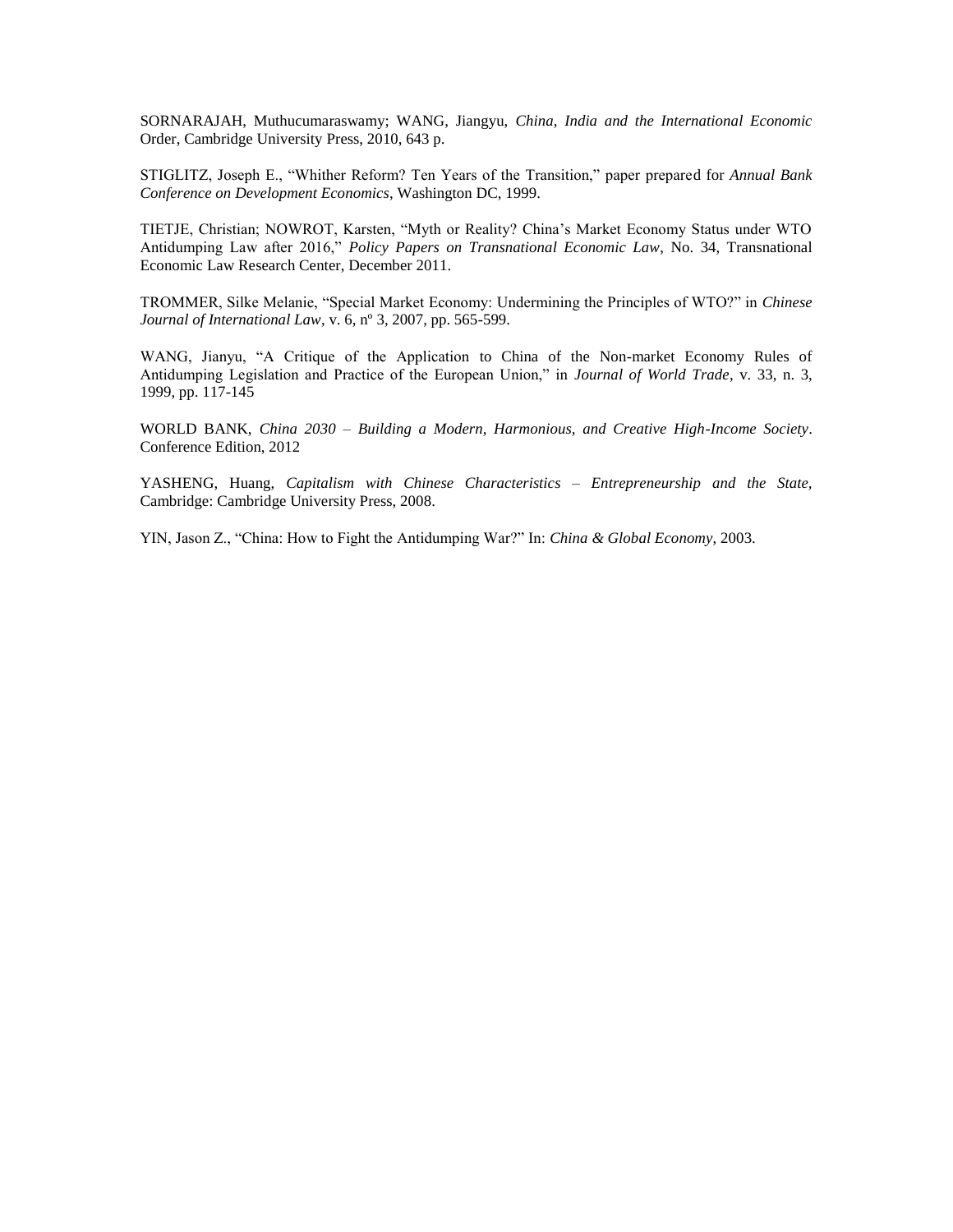SORNARAJAH, Muthucumaraswamy; WANG, Jiangyu, *China, India and the International Economic* Order, Cambridge University Press, 2010, 643 p.

STIGLITZ, Joseph E., "Whither Reform? Ten Years of the Transition," paper prepared for *Annual Bank Conference on Development Economics*, Washington DC, 1999.

TIETJE, Christian; NOWROT, Karsten, "Myth or Reality? China's Market Economy Status under WTO Antidumping Law after 2016," *Policy Papers on Transnational Economic Law*, No. 34, Transnational Economic Law Research Center, December 2011.

TROMMER, Silke Melanie, "Special Market Economy: Undermining the Principles of WTO?" in *Chinese Journal of International Law*, v. 6, nº 3, 2007, pp. 565-599.

WANG, Jianyu, "A Critique of the Application to China of the Non-market Economy Rules of Antidumping Legislation and Practice of the European Union," in *Journal of World Trade*, v. 33, n. 3, 1999, pp. 117-145

WORLD BANK, *China 2030 – Building a Modern, Harmonious, and Creative High-Income Society*. Conference Edition, 2012

YASHENG, Huang, *Capitalism with Chinese Characteristics – Entrepreneurship and the State*, Cambridge: Cambridge University Press, 2008.

YIN, Jason Z., "China: How to Fight the Antidumping War?" In: *China & Global Economy*, 2003.